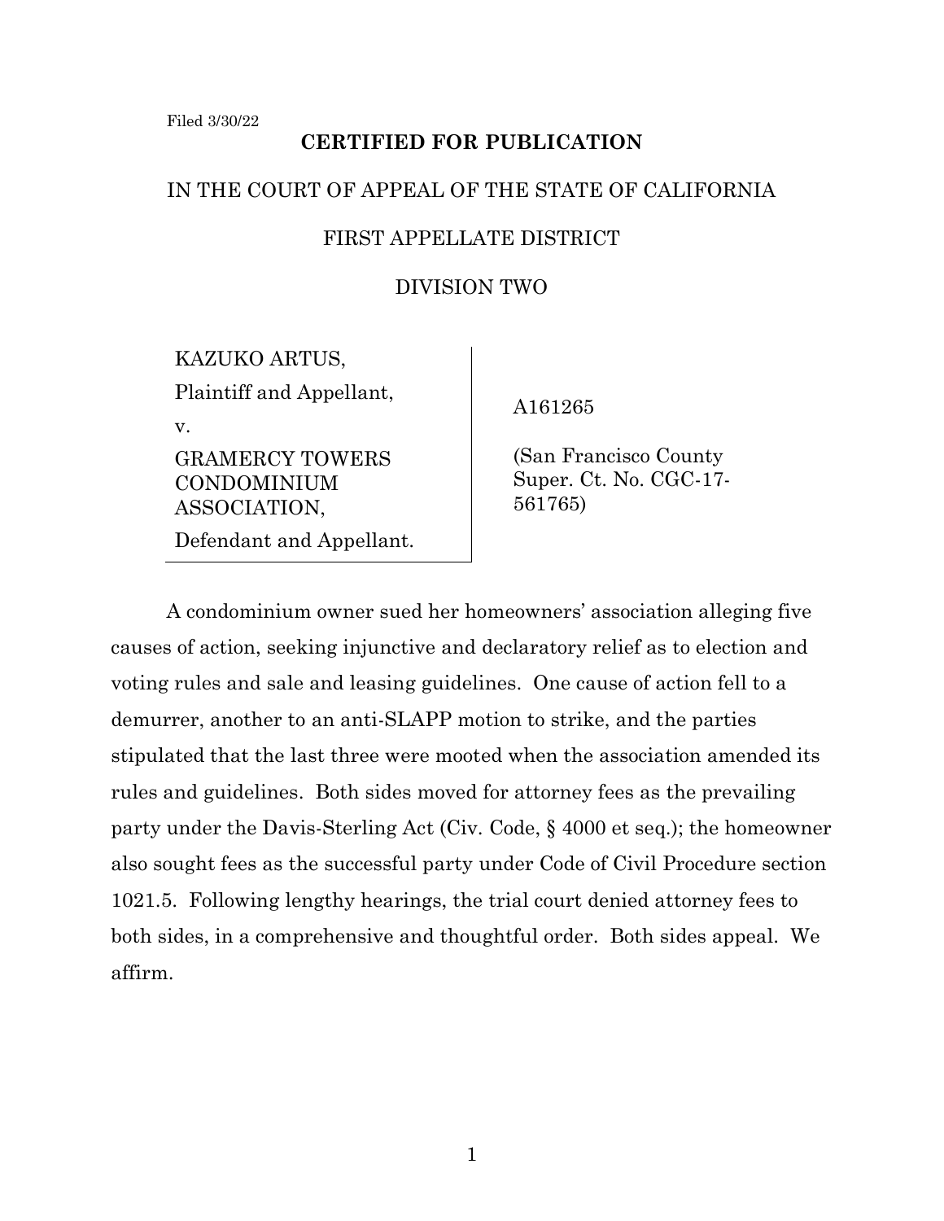Filed 3/30/22

**CERTIFIED FOR PUBLICATION**

IN THE COURT OF APPEAL OF THE STATE OF CALIFORNIA

FIRST APPELLATE DISTRICT

DIVISION TWO

| | |
|---|---|
| KAZUKO ARTUS,<br>Plaintiff and Appellant,<br>v.<br>GRAMERCY TOWERS CONDOMINIUM ASSOCIATION,<br>Defendant and Appellant. | A161265<br><br>(San Francisco County Super. Ct. No. CGC-17-561765) |

A condominium owner sued her homeowners' association alleging five causes of action, seeking injunctive and declaratory relief as to election and voting rules and sale and leasing guidelines. One cause of action fell to a demurrer, another to an anti-SLAPP motion to strike, and the parties stipulated that the last three were mooted when the association amended its rules and guidelines. Both sides moved for attorney fees as the prevailing party under the Davis-Sterling Act (Civ. Code, § 4000 et seq.); the homeowner also sought fees as the successful party under Code of Civil Procedure section 1021.5. Following lengthy hearings, the trial court denied attorney fees to both sides, in a comprehensive and thoughtful order. Both sides appeal. We affirm.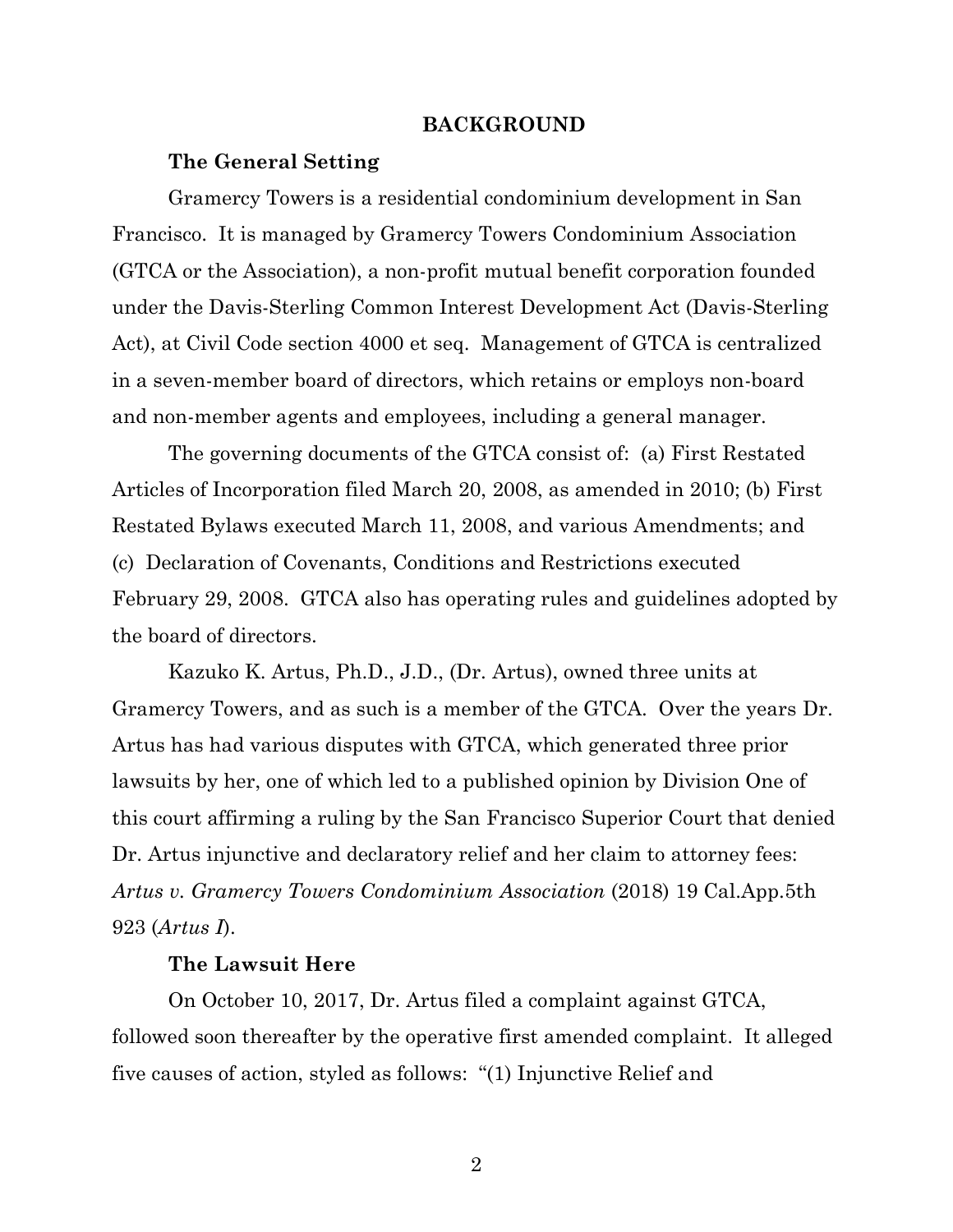## BACKGROUND

### The General Setting

Gramercy Towers is a residential condominium development in San Francisco. It is managed by Gramercy Towers Condominium Association (GTCA or the Association), a non-profit mutual benefit corporation founded under the Davis-Sterling Common Interest Development Act (Davis-Sterling Act), at Civil Code section 4000 et seq. Management of GTCA is centralized in a seven-member board of directors, which retains or employs non-board and non-member agents and employees, including a general manager.

The governing documents of the GTCA consist of: (a) First Restated Articles of Incorporation filed March 20, 2008, as amended in 2010; (b) First Restated Bylaws executed March 11, 2008, and various Amendments; and (c) Declaration of Covenants, Conditions and Restrictions executed February 29, 2008. GTCA also has operating rules and guidelines adopted by the board of directors.

Kazuko K. Artus, Ph.D., J.D., (Dr. Artus), owned three units at Gramercy Towers, and as such is a member of the GTCA. Over the years Dr. Artus has had various disputes with GTCA, which generated three prior lawsuits by her, one of which led to a published opinion by Division One of this court affirming a ruling by the San Francisco Superior Court that denied Dr. Artus injunctive and declaratory relief and her claim to attorney fees: *Artus v. Gramercy Towers Condominium Association* (2018) 19 Cal.App.5th 923 (*Artus I*).

### The Lawsuit Here

On October 10, 2017, Dr. Artus filed a complaint against GTCA, followed soon thereafter by the operative first amended complaint. It alleged five causes of action, styled as follows: "(1) Injunctive Relief and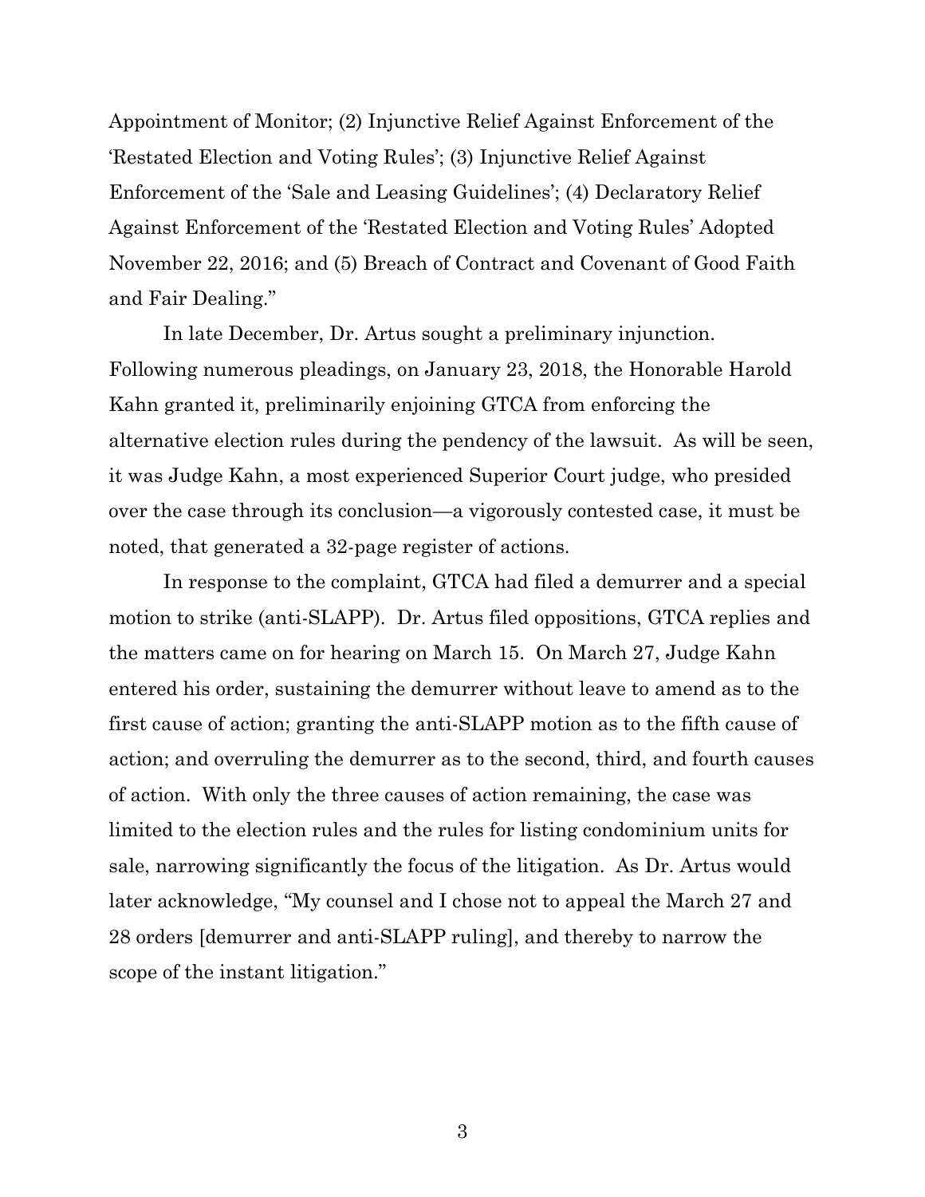Appointment of Monitor; (2) Injunctive Relief Against Enforcement of the 'Restated Election and Voting Rules'; (3) Injunctive Relief Against Enforcement of the 'Sale and Leasing Guidelines'; (4) Declaratory Relief Against Enforcement of the 'Restated Election and Voting Rules' Adopted November 22, 2016; and (5) Breach of Contract and Covenant of Good Faith and Fair Dealing."

In late December, Dr. Artus sought a preliminary injunction. Following numerous pleadings, on January 23, 2018, the Honorable Harold Kahn granted it, preliminarily enjoining GTCA from enforcing the alternative election rules during the pendency of the lawsuit. As will be seen, it was Judge Kahn, a most experienced Superior Court judge, who presided over the case through its conclusion—a vigorously contested case, it must be noted, that generated a 32-page register of actions.

In response to the complaint, GTCA had filed a demurrer and a special motion to strike (anti-SLAPP). Dr. Artus filed oppositions, GTCA replies and the matters came on for hearing on March 15. On March 27, Judge Kahn entered his order, sustaining the demurrer without leave to amend as to the first cause of action; granting the anti-SLAPP motion as to the fifth cause of action; and overruling the demurrer as to the second, third, and fourth causes of action. With only the three causes of action remaining, the case was limited to the election rules and the rules for listing condominium units for sale, narrowing significantly the focus of the litigation. As Dr. Artus would later acknowledge, "My counsel and I chose not to appeal the March 27 and 28 orders [demurrer and anti-SLAPP ruling], and thereby to narrow the scope of the instant litigation."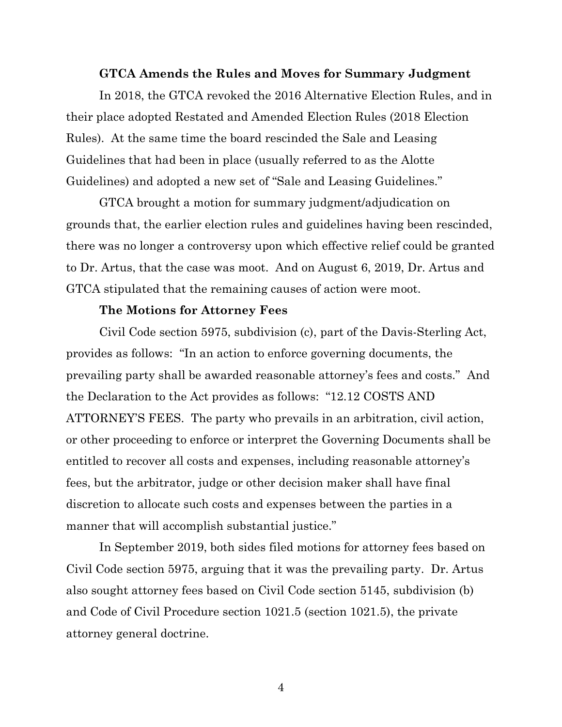**GTCA Amends the Rules and Moves for Summary Judgment**

In 2018, the GTCA revoked the 2016 Alternative Election Rules, and in their place adopted Restated and Amended Election Rules (2018 Election Rules). At the same time the board rescinded the Sale and Leasing Guidelines that had been in place (usually referred to as the Alotte Guidelines) and adopted a new set of "Sale and Leasing Guidelines."

GTCA brought a motion for summary judgment/adjudication on grounds that, the earlier election rules and guidelines having been rescinded, there was no longer a controversy upon which effective relief could be granted to Dr. Artus, that the case was moot. And on August 6, 2019, Dr. Artus and GTCA stipulated that the remaining causes of action were moot.

**The Motions for Attorney Fees**

Civil Code section 5975, subdivision (c), part of the Davis-Sterling Act, provides as follows: "In an action to enforce governing documents, the prevailing party shall be awarded reasonable attorney's fees and costs." And the Declaration to the Act provides as follows: "12.12 COSTS AND ATTORNEY'S FEES. The party who prevails in an arbitration, civil action, or other proceeding to enforce or interpret the Governing Documents shall be entitled to recover all costs and expenses, including reasonable attorney's fees, but the arbitrator, judge or other decision maker shall have final discretion to allocate such costs and expenses between the parties in a manner that will accomplish substantial justice."

In September 2019, both sides filed motions for attorney fees based on Civil Code section 5975, arguing that it was the prevailing party. Dr. Artus also sought attorney fees based on Civil Code section 5145, subdivision (b) and Code of Civil Procedure section 1021.5 (section 1021.5), the private attorney general doctrine.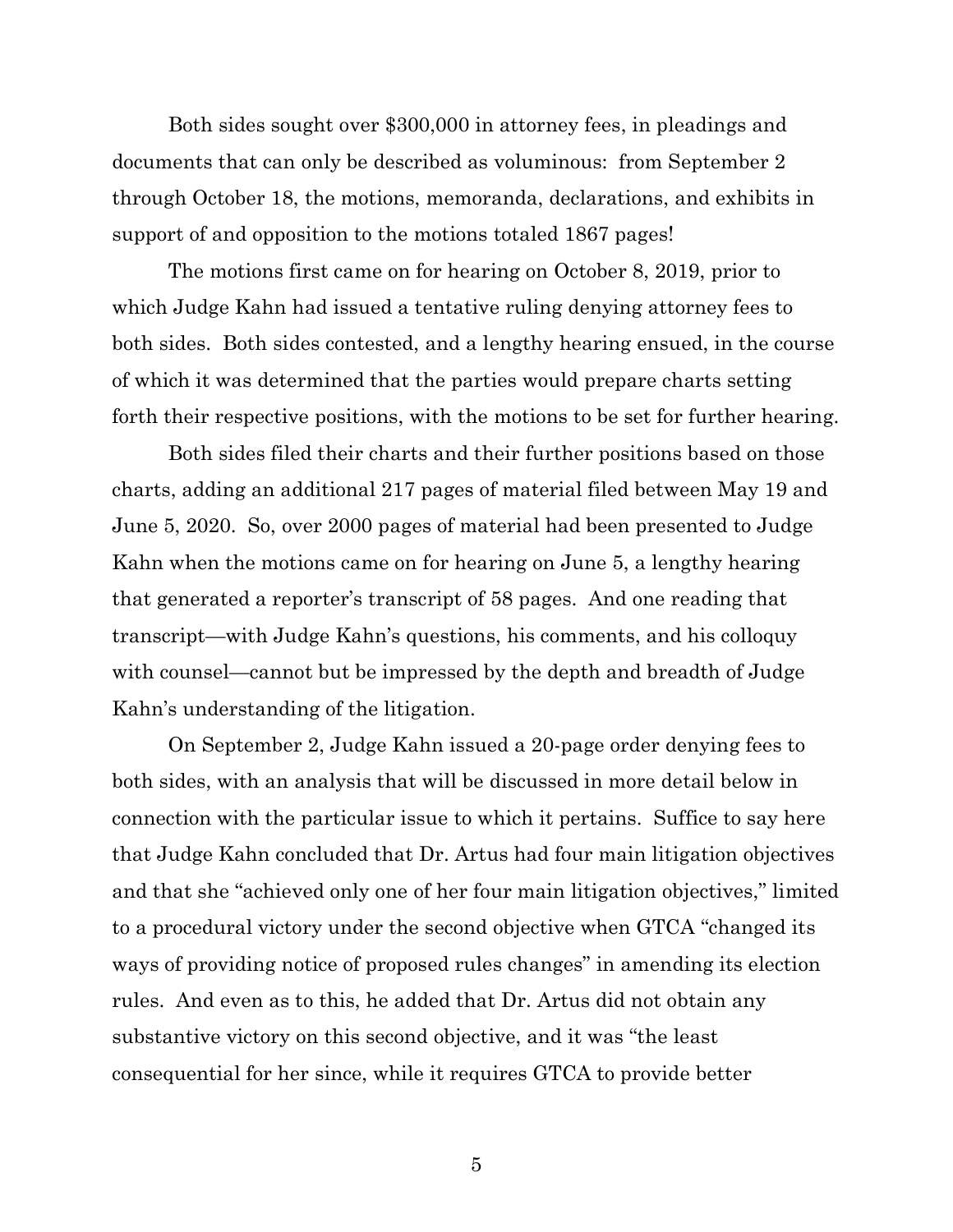Both sides sought over $300,000 in attorney fees, in pleadings and documents that can only be described as voluminous: from September 2 through October 18, the motions, memoranda, declarations, and exhibits in support of and opposition to the motions totaled 1867 pages!

The motions first came on for hearing on October 8, 2019, prior to which Judge Kahn had issued a tentative ruling denying attorney fees to both sides. Both sides contested, and a lengthy hearing ensued, in the course of which it was determined that the parties would prepare charts setting forth their respective positions, with the motions to be set for further hearing.

Both sides filed their charts and their further positions based on those charts, adding an additional 217 pages of material filed between May 19 and June 5, 2020. So, over 2000 pages of material had been presented to Judge Kahn when the motions came on for hearing on June 5, a lengthy hearing that generated a reporter's transcript of 58 pages. And one reading that transcript—with Judge Kahn's questions, his comments, and his colloquy with counsel—cannot but be impressed by the depth and breadth of Judge Kahn's understanding of the litigation.

On September 2, Judge Kahn issued a 20-page order denying fees to both sides, with an analysis that will be discussed in more detail below in connection with the particular issue to which it pertains. Suffice to say here that Judge Kahn concluded that Dr. Artus had four main litigation objectives and that she "achieved only one of her four main litigation objectives," limited to a procedural victory under the second objective when GTCA "changed its ways of providing notice of proposed rules changes" in amending its election rules. And even as to this, he added that Dr. Artus did not obtain any substantive victory on this second objective, and it was "the least consequential for her since, while it requires GTCA to provide better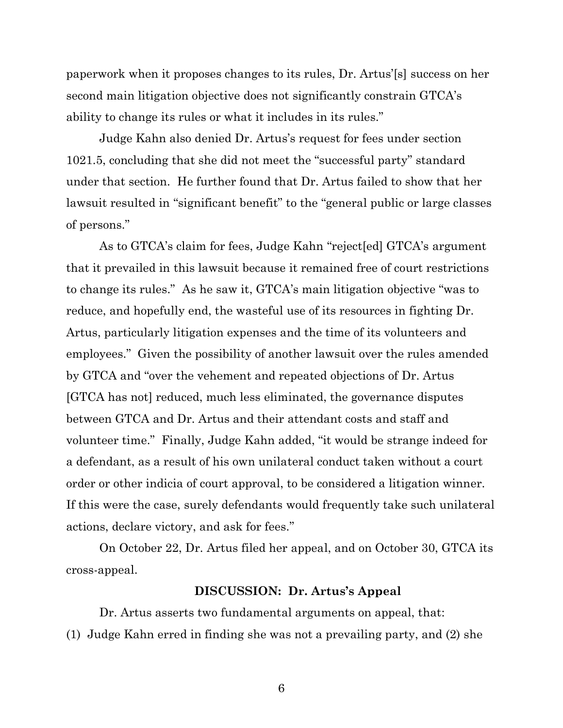paperwork when it proposes changes to its rules, Dr. Artus'[s] success on her second main litigation objective does not significantly constrain GTCA's ability to change its rules or what it includes in its rules."

Judge Kahn also denied Dr. Artus's request for fees under section 1021.5, concluding that she did not meet the "successful party" standard under that section. He further found that Dr. Artus failed to show that her lawsuit resulted in "significant benefit" to the "general public or large classes of persons."

As to GTCA's claim for fees, Judge Kahn "reject[ed] GTCA's argument that it prevailed in this lawsuit because it remained free of court restrictions to change its rules." As he saw it, GTCA's main litigation objective "was to reduce, and hopefully end, the wasteful use of its resources in fighting Dr. Artus, particularly litigation expenses and the time of its volunteers and employees." Given the possibility of another lawsuit over the rules amended by GTCA and "over the vehement and repeated objections of Dr. Artus [GTCA has not] reduced, much less eliminated, the governance disputes between GTCA and Dr. Artus and their attendant costs and staff and volunteer time." Finally, Judge Kahn added, "it would be strange indeed for a defendant, as a result of his own unilateral conduct taken without a court order or other indicia of court approval, to be considered a litigation winner. If this were the case, surely defendants would frequently take such unilateral actions, declare victory, and ask for fees."

On October 22, Dr. Artus filed her appeal, and on October 30, GTCA its cross-appeal.

## DISCUSSION: Dr. Artus's Appeal

Dr. Artus asserts two fundamental arguments on appeal, that: (1) Judge Kahn erred in finding she was not a prevailing party, and (2) she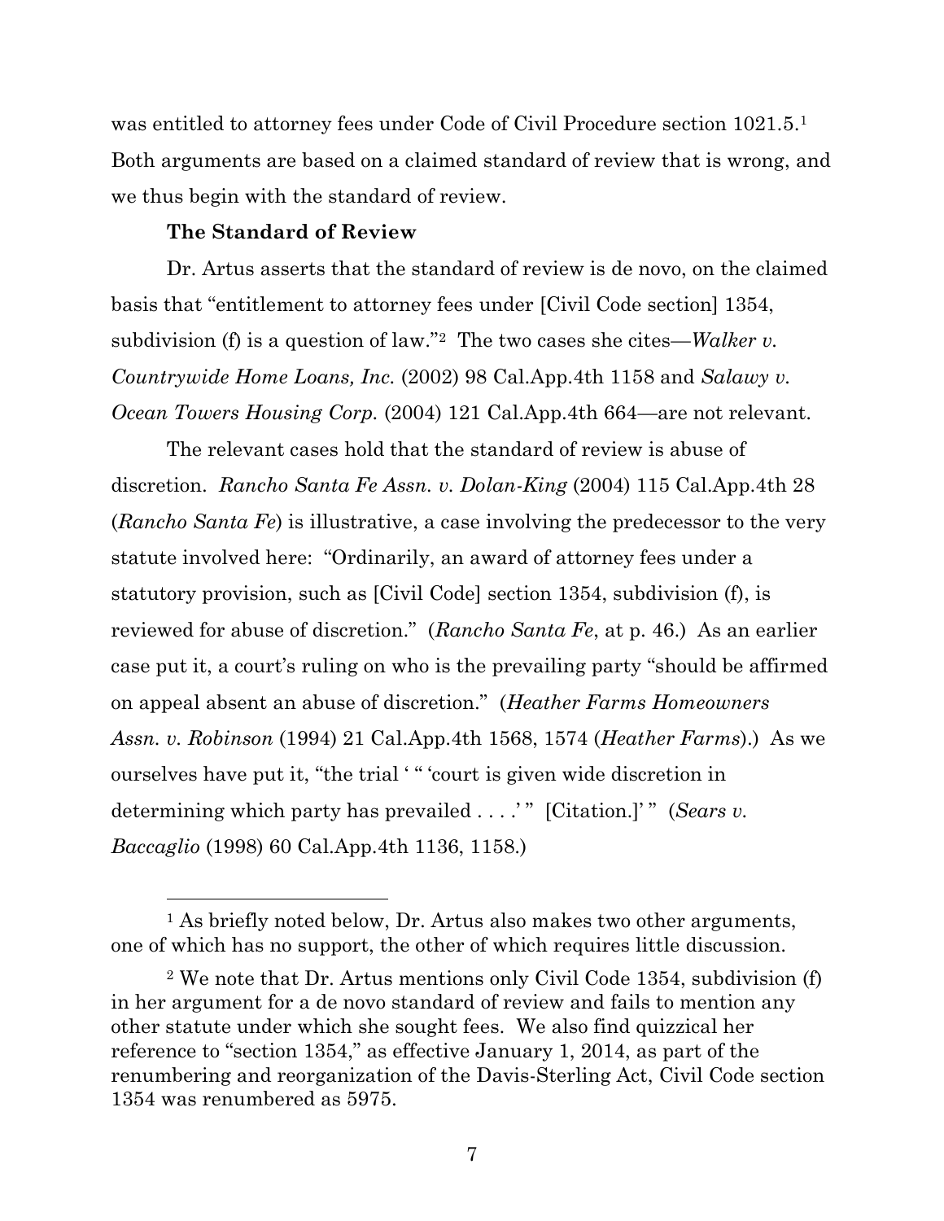was entitled to attorney fees under Code of Civil Procedure section 1021.5.[1] Both arguments are based on a claimed standard of review that is wrong, and we thus begin with the standard of review.

**The Standard of Review**

Dr. Artus asserts that the standard of review is de novo, on the claimed basis that "entitlement to attorney fees under [Civil Code section] 1354, subdivision (f) is a question of law."[2] The two cases she cites—*Walker v. Countrywide Home Loans, Inc.* (2002) 98 Cal.App.4th 1158 and *Salawy v. Ocean Towers Housing Corp.* (2004) 121 Cal.App.4th 664—are not relevant.

The relevant cases hold that the standard of review is abuse of discretion. *Rancho Santa Fe Assn. v. Dolan-King* (2004) 115 Cal.App.4th 28 (*Rancho Santa Fe*) is illustrative, a case involving the predecessor to the very statute involved here: "Ordinarily, an award of attorney fees under a statutory provision, such as [Civil Code] section 1354, subdivision (f), is reviewed for abuse of discretion." (*Rancho Santa Fe*, at p. 46.) As an earlier case put it, a court's ruling on who is the prevailing party "should be affirmed on appeal absent an abuse of discretion." (*Heather Farms Homeowners Assn. v. Robinson* (1994) 21 Cal.App.4th 1568, 1574 (*Heather Farms*).) As we ourselves have put it, "the trial ' " 'court is given wide discretion in determining which party has prevailed . . . .' " [Citation.]' " (*Sears v. Baccaglio* (1998) 60 Cal.App.4th 1136, 1158.)

---

[1] As briefly noted below, Dr. Artus also makes two other arguments, one of which has no support, the other of which requires little discussion.

[2] We note that Dr. Artus mentions only Civil Code 1354, subdivision (f) in her argument for a de novo standard of review and fails to mention any other statute under which she sought fees. We also find quizzical her reference to "section 1354," as effective January 1, 2014, as part of the renumbering and reorganization of the Davis-Sterling Act, Civil Code section 1354 was renumbered as 5975.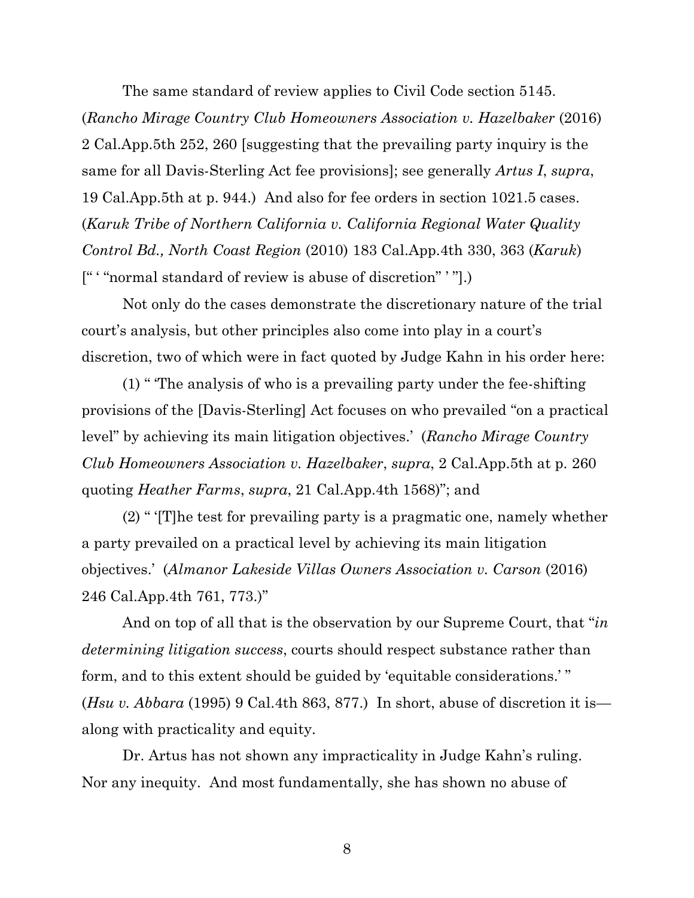The same standard of review applies to Civil Code section 5145. (*Rancho Mirage Country Club Homeowners Association v. Hazelbaker* (2016) 2 Cal.App.5th 252, 260 [suggesting that the prevailing party inquiry is the same for all Davis-Sterling Act fee provisions]; see generally *Artus I*, *supra*, 19 Cal.App.5th at p. 944.) And also for fee orders in section 1021.5 cases. (*Karuk Tribe of Northern California v. California Regional Water Quality Control Bd., North Coast Region* (2010) 183 Cal.App.4th 330, 363 (*Karuk*) [" ' "normal standard of review is abuse of discretion" ' "].)

Not only do the cases demonstrate the discretionary nature of the trial court's analysis, but other principles also come into play in a court's discretion, two of which were in fact quoted by Judge Kahn in his order here:

(1) " 'The analysis of who is a prevailing party under the fee-shifting provisions of the [Davis-Sterling] Act focuses on who prevailed "on a practical level" by achieving its main litigation objectives.' (*Rancho Mirage Country Club Homeowners Association v. Hazelbaker*, *supra*, 2 Cal.App.5th at p. 260 quoting *Heather Farms*, *supra*, 21 Cal.App.4th 1568)"; and

(2) " '[T]he test for prevailing party is a pragmatic one, namely whether a party prevailed on a practical level by achieving its main litigation objectives.' (*Almanor Lakeside Villas Owners Association v. Carson* (2016) 246 Cal.App.4th 761, 773.)"

And on top of all that is the observation by our Supreme Court, that "*in determining litigation success*, courts should respect substance rather than form, and to this extent should be guided by 'equitable considerations.' " (*Hsu v. Abbara* (1995) 9 Cal.4th 863, 877.) In short, abuse of discretion it is—along with practicality and equity.

Dr. Artus has not shown any impracticality in Judge Kahn's ruling. Nor any inequity. And most fundamentally, she has shown no abuse of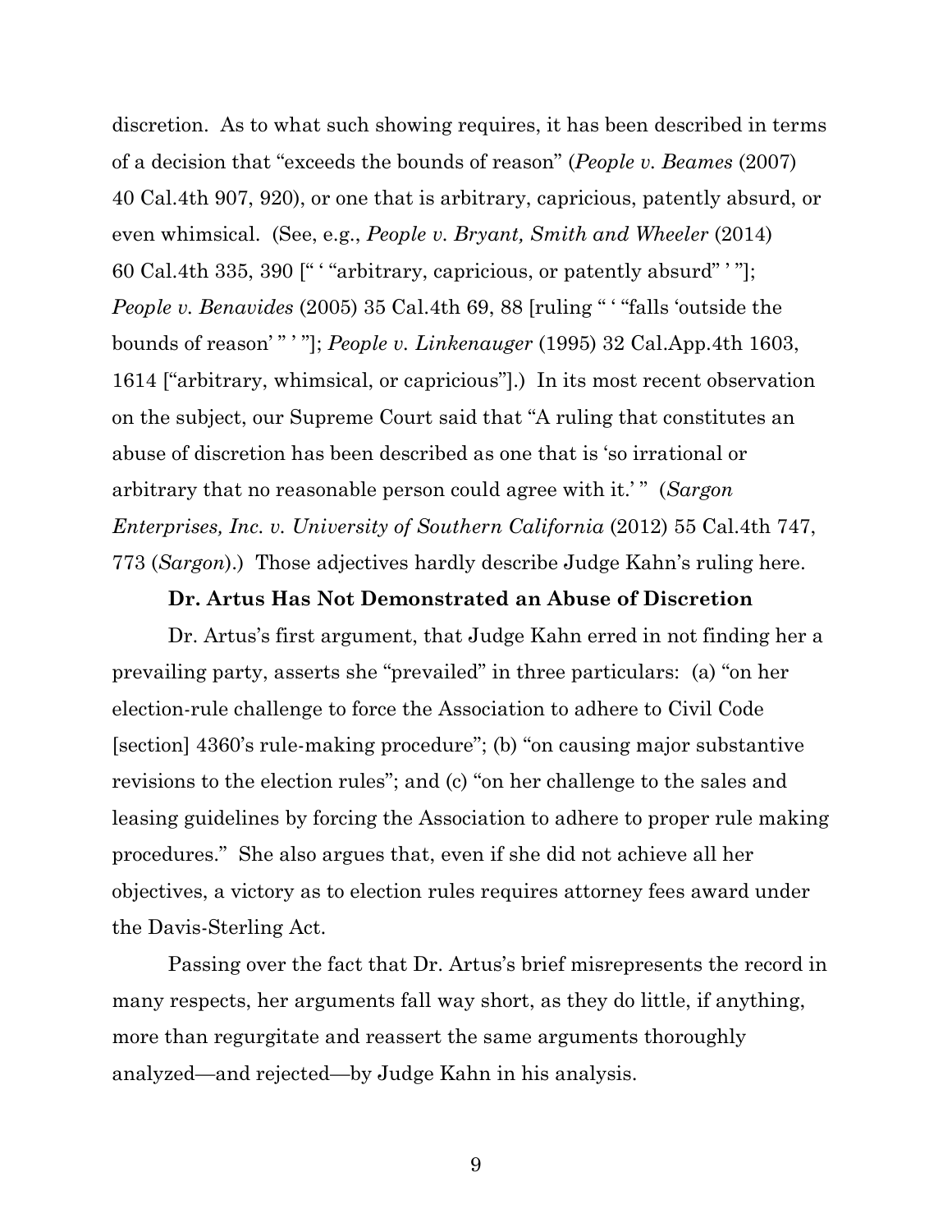discretion. As to what such showing requires, it has been described in terms of a decision that "exceeds the bounds of reason" (*People v. Beames* (2007) 40 Cal.4th 907, 920), or one that is arbitrary, capricious, patently absurd, or even whimsical. (See, e.g., *People v. Bryant, Smith and Wheeler* (2014) 60 Cal.4th 335, 390 [" ' "arbitrary, capricious, or patently absurd" ' "]; *People v. Benavides* (2005) 35 Cal.4th 69, 88 [ruling " ' "falls 'outside the bounds of reason' " ' "]; *People v. Linkenauger* (1995) 32 Cal.App.4th 1603, 1614 ["arbitrary, whimsical, or capricious"].) In its most recent observation on the subject, our Supreme Court said that "A ruling that constitutes an abuse of discretion has been described as one that is 'so irrational or arbitrary that no reasonable person could agree with it.' " (*Sargon Enterprises, Inc. v. University of Southern California* (2012) 55 Cal.4th 747, 773 (*Sargon*).) Those adjectives hardly describe Judge Kahn's ruling here.

**Dr. Artus Has Not Demonstrated an Abuse of Discretion**

Dr. Artus's first argument, that Judge Kahn erred in not finding her a prevailing party, asserts she "prevailed" in three particulars: (a) "on her election-rule challenge to force the Association to adhere to Civil Code [section] 4360's rule-making procedure"; (b) "on causing major substantive revisions to the election rules"; and (c) "on her challenge to the sales and leasing guidelines by forcing the Association to adhere to proper rule making procedures." She also argues that, even if she did not achieve all her objectives, a victory as to election rules requires attorney fees award under the Davis-Sterling Act.

Passing over the fact that Dr. Artus's brief misrepresents the record in many respects, her arguments fall way short, as they do little, if anything, more than regurgitate and reassert the same arguments thoroughly analyzed—and rejected—by Judge Kahn in his analysis.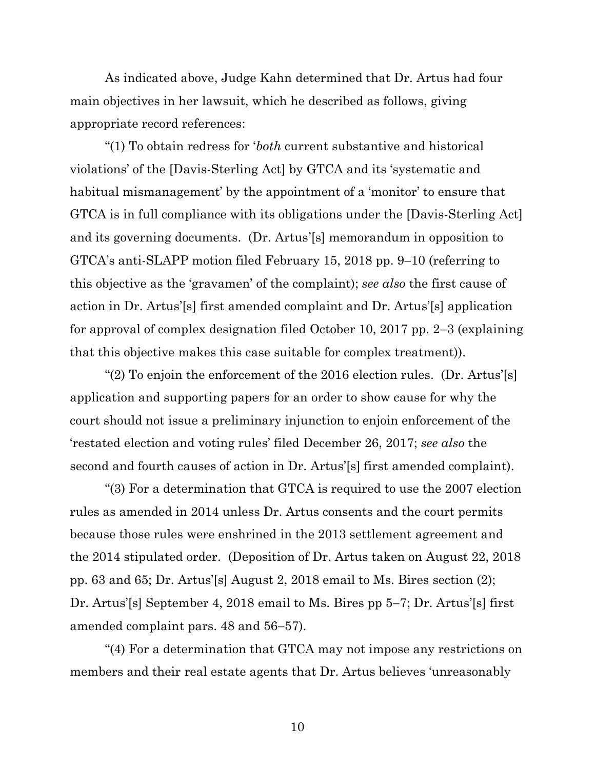As indicated above, Judge Kahn determined that Dr. Artus had four main objectives in her lawsuit, which he described as follows, giving appropriate record references:

"(1) To obtain redress for '*both* current substantive and historical violations' of the [Davis-Sterling Act] by GTCA and its 'systematic and habitual mismanagement' by the appointment of a 'monitor' to ensure that GTCA is in full compliance with its obligations under the [Davis-Sterling Act] and its governing documents. (Dr. Artus'[s] memorandum in opposition to GTCA's anti-SLAPP motion filed February 15, 2018 pp. 9–10 (referring to this objective as the 'gravamen' of the complaint); *see also* the first cause of action in Dr. Artus'[s] first amended complaint and Dr. Artus'[s] application for approval of complex designation filed October 10, 2017 pp. 2–3 (explaining that this objective makes this case suitable for complex treatment)).

"(2) To enjoin the enforcement of the 2016 election rules. (Dr. Artus'[s] application and supporting papers for an order to show cause for why the court should not issue a preliminary injunction to enjoin enforcement of the 'restated election and voting rules' filed December 26, 2017; *see also* the second and fourth causes of action in Dr. Artus'[s] first amended complaint).

"(3) For a determination that GTCA is required to use the 2007 election rules as amended in 2014 unless Dr. Artus consents and the court permits because those rules were enshrined in the 2013 settlement agreement and the 2014 stipulated order. (Deposition of Dr. Artus taken on August 22, 2018 pp. 63 and 65; Dr. Artus'[s] August 2, 2018 email to Ms. Bires section (2); Dr. Artus'[s] September 4, 2018 email to Ms. Bires pp 5–7; Dr. Artus'[s] first amended complaint pars. 48 and 56–57).

"(4) For a determination that GTCA may not impose any restrictions on members and their real estate agents that Dr. Artus believes 'unreasonably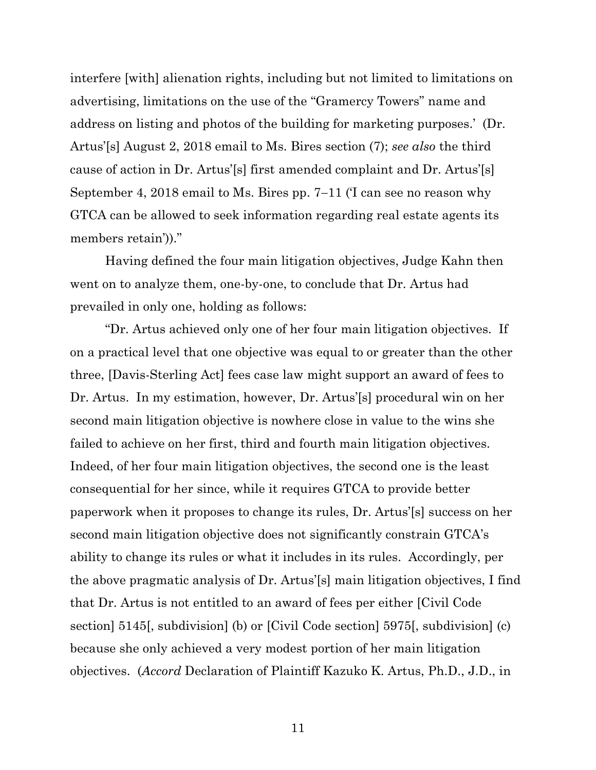interfere [with] alienation rights, including but not limited to limitations on advertising, limitations on the use of the "Gramercy Towers" name and address on listing and photos of the building for marketing purposes.' (Dr. Artus'[s] August 2, 2018 email to Ms. Bires section (7); *see also* the third cause of action in Dr. Artus'[s] first amended complaint and Dr. Artus'[s] September 4, 2018 email to Ms. Bires pp. 7–11 ('I can see no reason why GTCA can be allowed to seek information regarding real estate agents its members retain'))."

Having defined the four main litigation objectives, Judge Kahn then went on to analyze them, one-by-one, to conclude that Dr. Artus had prevailed in only one, holding as follows:

"Dr. Artus achieved only one of her four main litigation objectives. If on a practical level that one objective was equal to or greater than the other three, [Davis-Sterling Act] fees case law might support an award of fees to Dr. Artus. In my estimation, however, Dr. Artus'[s] procedural win on her second main litigation objective is nowhere close in value to the wins she failed to achieve on her first, third and fourth main litigation objectives. Indeed, of her four main litigation objectives, the second one is the least consequential for her since, while it requires GTCA to provide better paperwork when it proposes to change its rules, Dr. Artus'[s] success on her second main litigation objective does not significantly constrain GTCA's ability to change its rules or what it includes in its rules. Accordingly, per the above pragmatic analysis of Dr. Artus'[s] main litigation objectives, I find that Dr. Artus is not entitled to an award of fees per either [Civil Code section] 5145[, subdivision] (b) or [Civil Code section] 5975[, subdivision] (c) because she only achieved a very modest portion of her main litigation objectives. (*Accord* Declaration of Plaintiff Kazuko K. Artus, Ph.D., J.D., in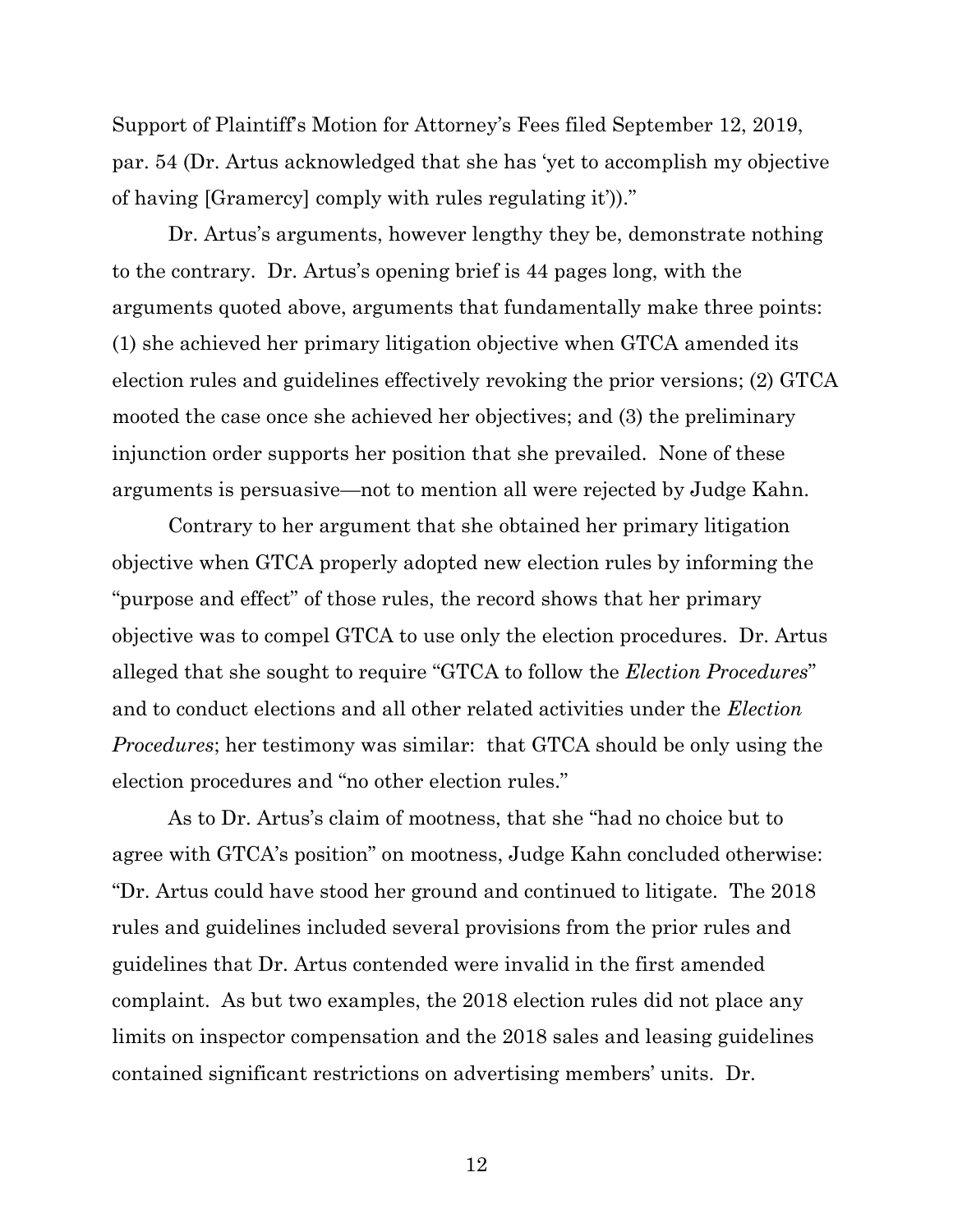Support of Plaintiff's Motion for Attorney's Fees filed September 12, 2019, par. 54 (Dr. Artus acknowledged that she has 'yet to accomplish my objective of having [Gramercy] comply with rules regulating it'))."

Dr. Artus's arguments, however lengthy they be, demonstrate nothing to the contrary. Dr. Artus's opening brief is 44 pages long, with the arguments quoted above, arguments that fundamentally make three points: (1) she achieved her primary litigation objective when GTCA amended its election rules and guidelines effectively revoking the prior versions; (2) GTCA mooted the case once she achieved her objectives; and (3) the preliminary injunction order supports her position that she prevailed. None of these arguments is persuasive—not to mention all were rejected by Judge Kahn.

Contrary to her argument that she obtained her primary litigation objective when GTCA properly adopted new election rules by informing the "purpose and effect" of those rules, the record shows that her primary objective was to compel GTCA to use only the election procedures. Dr. Artus alleged that she sought to require "GTCA to follow the *Election Procedures*" and to conduct elections and all other related activities under the *Election Procedures*; her testimony was similar: that GTCA should be only using the election procedures and "no other election rules."

As to Dr. Artus's claim of mootness, that she "had no choice but to agree with GTCA's position" on mootness, Judge Kahn concluded otherwise: "Dr. Artus could have stood her ground and continued to litigate. The 2018 rules and guidelines included several provisions from the prior rules and guidelines that Dr. Artus contended were invalid in the first amended complaint. As but two examples, the 2018 election rules did not place any limits on inspector compensation and the 2018 sales and leasing guidelines contained significant restrictions on advertising members' units. Dr.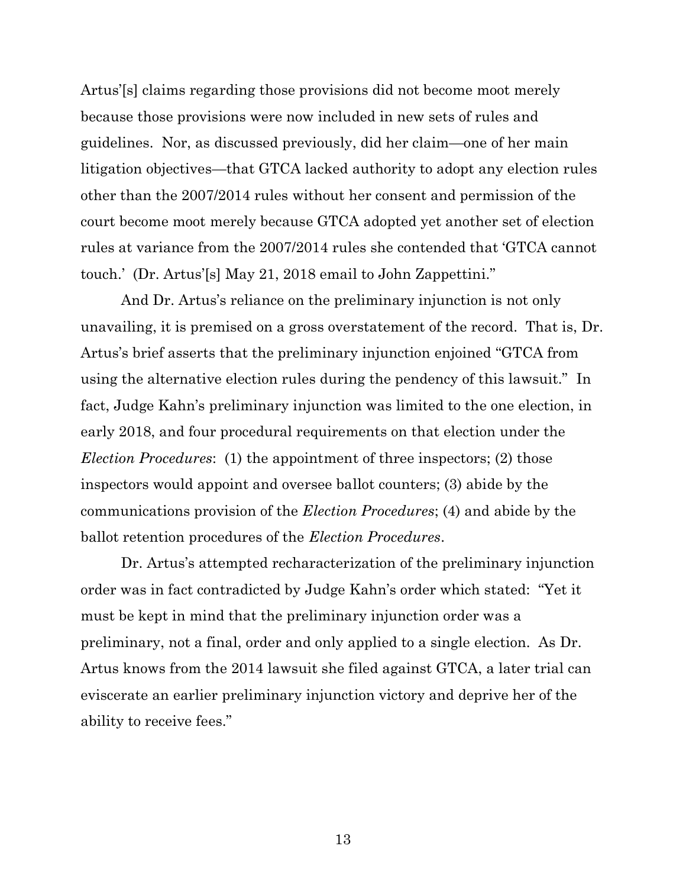Artus'[s] claims regarding those provisions did not become moot merely because those provisions were now included in new sets of rules and guidelines. Nor, as discussed previously, did her claim—one of her main litigation objectives—that GTCA lacked authority to adopt any election rules other than the 2007/2014 rules without her consent and permission of the court become moot merely because GTCA adopted yet another set of election rules at variance from the 2007/2014 rules she contended that 'GTCA cannot touch.' (Dr. Artus'[s] May 21, 2018 email to John Zappettini."

And Dr. Artus's reliance on the preliminary injunction is not only unavailing, it is premised on a gross overstatement of the record. That is, Dr. Artus's brief asserts that the preliminary injunction enjoined "GTCA from using the alternative election rules during the pendency of this lawsuit." In fact, Judge Kahn's preliminary injunction was limited to the one election, in early 2018, and four procedural requirements on that election under the *Election Procedures*: (1) the appointment of three inspectors; (2) those inspectors would appoint and oversee ballot counters; (3) abide by the communications provision of the *Election Procedures*; (4) and abide by the ballot retention procedures of the *Election Procedures*.

Dr. Artus's attempted recharacterization of the preliminary injunction order was in fact contradicted by Judge Kahn's order which stated: "Yet it must be kept in mind that the preliminary injunction order was a preliminary, not a final, order and only applied to a single election. As Dr. Artus knows from the 2014 lawsuit she filed against GTCA, a later trial can eviscerate an earlier preliminary injunction victory and deprive her of the ability to receive fees."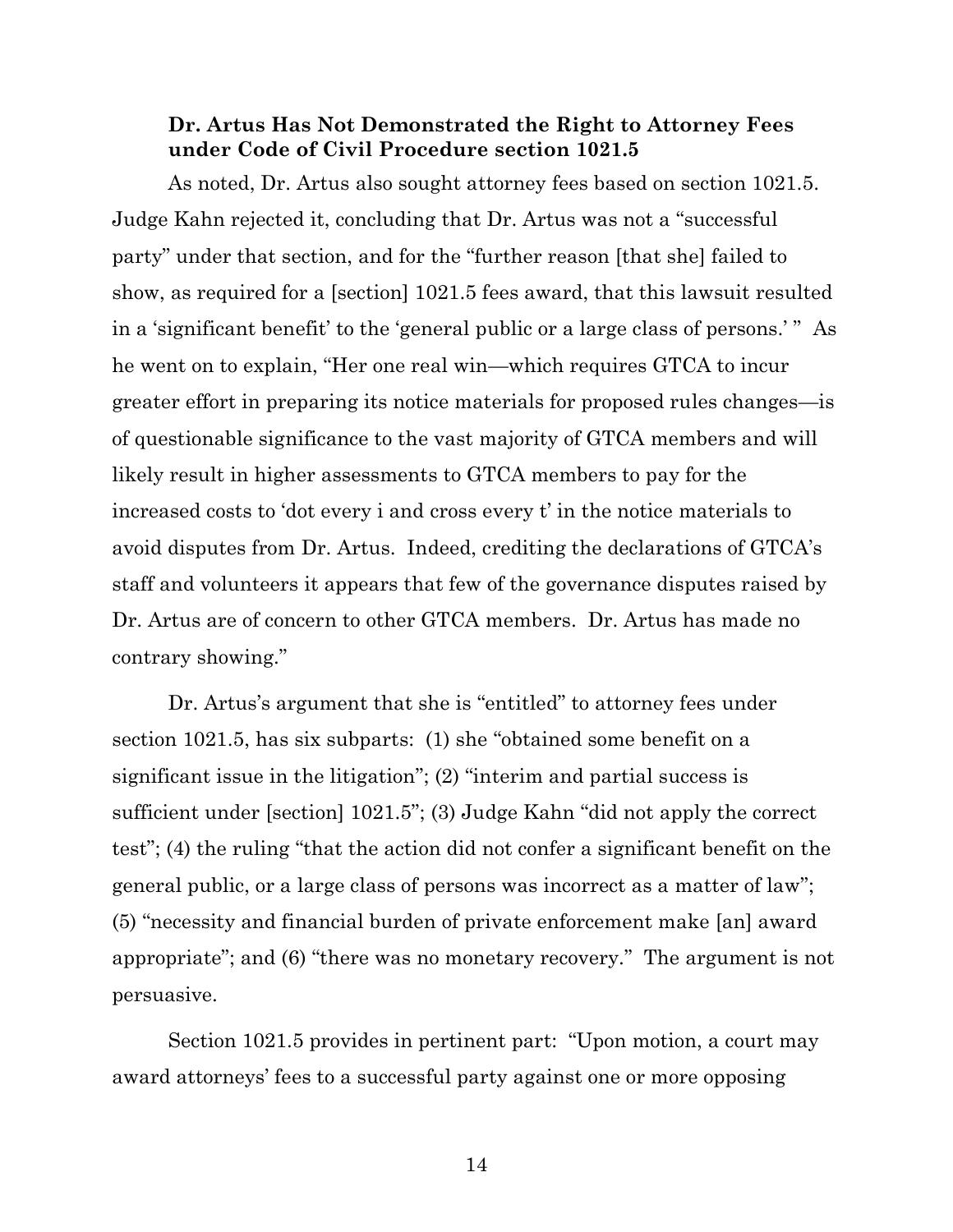**Dr. Artus Has Not Demonstrated the Right to Attorney Fees under Code of Civil Procedure section 1021.5**

As noted, Dr. Artus also sought attorney fees based on section 1021.5. Judge Kahn rejected it, concluding that Dr. Artus was not a "successful party" under that section, and for the "further reason [that she] failed to show, as required for a [section] 1021.5 fees award, that this lawsuit resulted in a 'significant benefit' to the 'general public or a large class of persons.' " As he went on to explain, "Her one real win—which requires GTCA to incur greater effort in preparing its notice materials for proposed rules changes—is of questionable significance to the vast majority of GTCA members and will likely result in higher assessments to GTCA members to pay for the increased costs to 'dot every i and cross every t' in the notice materials to avoid disputes from Dr. Artus. Indeed, crediting the declarations of GTCA's staff and volunteers it appears that few of the governance disputes raised by Dr. Artus are of concern to other GTCA members. Dr. Artus has made no contrary showing."

Dr. Artus's argument that she is "entitled" to attorney fees under section 1021.5, has six subparts: (1) she "obtained some benefit on a significant issue in the litigation"; (2) "interim and partial success is sufficient under [section] 1021.5"; (3) Judge Kahn "did not apply the correct test"; (4) the ruling "that the action did not confer a significant benefit on the general public, or a large class of persons was incorrect as a matter of law"; (5) "necessity and financial burden of private enforcement make [an] award appropriate"; and (6) "there was no monetary recovery." The argument is not persuasive.

Section 1021.5 provides in pertinent part: "Upon motion, a court may award attorneys' fees to a successful party against one or more opposing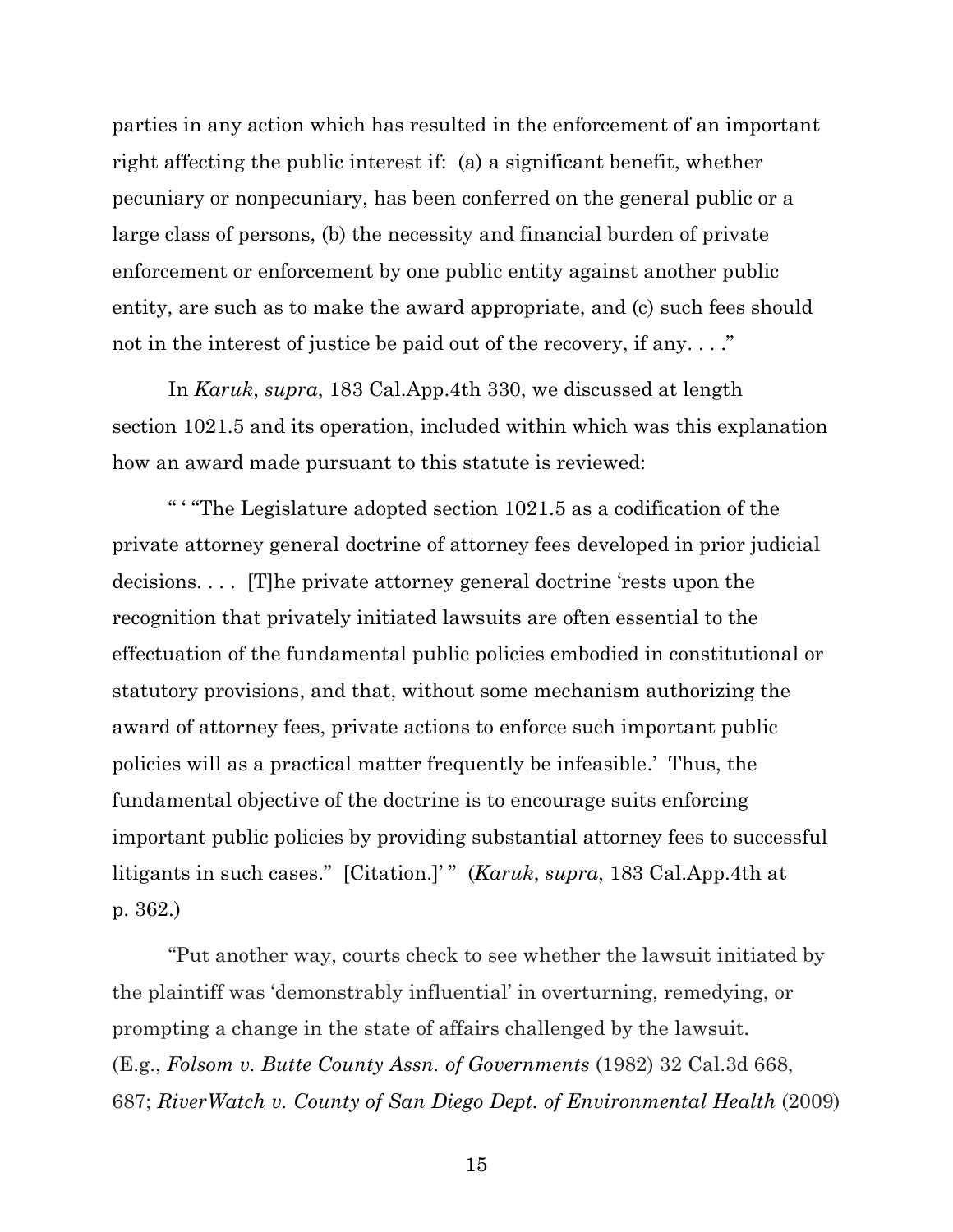parties in any action which has resulted in the enforcement of an important right affecting the public interest if: (a) a significant benefit, whether pecuniary or nonpecuniary, has been conferred on the general public or a large class of persons, (b) the necessity and financial burden of private enforcement or enforcement by one public entity against another public entity, are such as to make the award appropriate, and (c) such fees should not in the interest of justice be paid out of the recovery, if any. . . ."

In *Karuk*, *supra*, 183 Cal.App.4th 330, we discussed at length section 1021.5 and its operation, included within which was this explanation how an award made pursuant to this statute is reviewed:

" ' "The Legislature adopted section 1021.5 as a codification of the private attorney general doctrine of attorney fees developed in prior judicial decisions. . . . [T]he private attorney general doctrine 'rests upon the recognition that privately initiated lawsuits are often essential to the effectuation of the fundamental public policies embodied in constitutional or statutory provisions, and that, without some mechanism authorizing the award of attorney fees, private actions to enforce such important public policies will as a practical matter frequently be infeasible.' Thus, the fundamental objective of the doctrine is to encourage suits enforcing important public policies by providing substantial attorney fees to successful litigants in such cases." [Citation.]' " (*Karuk*, *supra*, 183 Cal.App.4th at p. 362.)

"Put another way, courts check to see whether the lawsuit initiated by the plaintiff was 'demonstrably influential' in overturning, remedying, or prompting a change in the state of affairs challenged by the lawsuit. (E.g., *Folsom v. Butte County Assn. of Governments* (1982) 32 Cal.3d 668, 687; *RiverWatch v. County of San Diego Dept. of Environmental Health* (2009)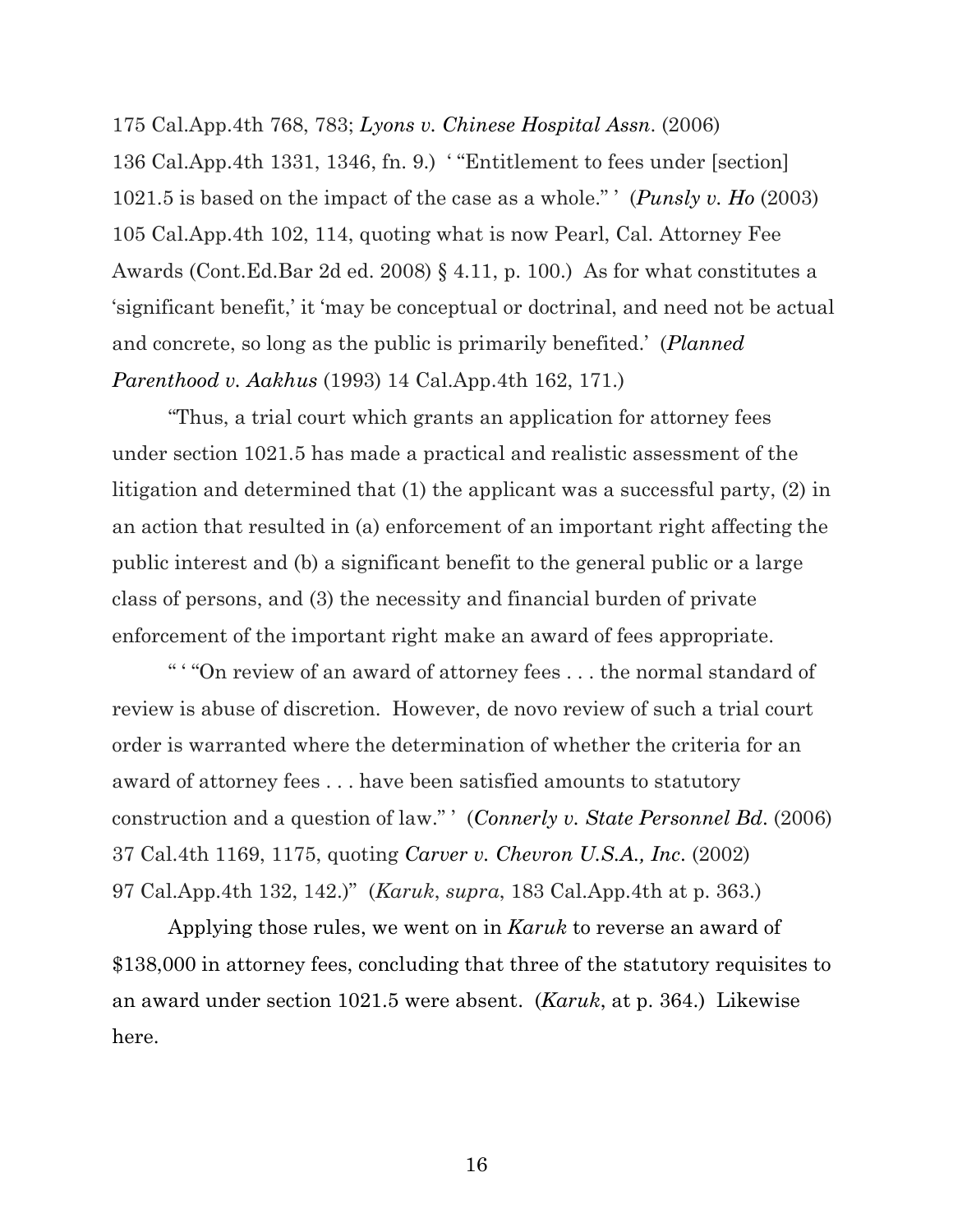175 Cal.App.4th 768, 783; *Lyons v. Chinese Hospital Assn*. (2006) 136 Cal.App.4th 1331, 1346, fn. 9.) ' "Entitlement to fees under [section] 1021.5 is based on the impact of the case as a whole." ' (*Punsly v. Ho* (2003) 105 Cal.App.4th 102, 114, quoting what is now Pearl, Cal. Attorney Fee Awards (Cont.Ed.Bar 2d ed. 2008) § 4.11, p. 100.) As for what constitutes a 'significant benefit,' it 'may be conceptual or doctrinal, and need not be actual and concrete, so long as the public is primarily benefited.' (*Planned Parenthood v. Aakhus* (1993) 14 Cal.App.4th 162, 171.)

"Thus, a trial court which grants an application for attorney fees under section 1021.5 has made a practical and realistic assessment of the litigation and determined that (1) the applicant was a successful party, (2) in an action that resulted in (a) enforcement of an important right affecting the public interest and (b) a significant benefit to the general public or a large class of persons, and (3) the necessity and financial burden of private enforcement of the important right make an award of fees appropriate.

" ' "On review of an award of attorney fees . . . the normal standard of review is abuse of discretion. However, de novo review of such a trial court order is warranted where the determination of whether the criteria for an award of attorney fees . . . have been satisfied amounts to statutory construction and a question of law." ' (*Connerly v. State Personnel Bd*. (2006) 37 Cal.4th 1169, 1175, quoting *Carver v. Chevron U.S.A., Inc*. (2002) 97 Cal.App.4th 132, 142.)" (*Karuk*, *supra*, 183 Cal.App.4th at p. 363.)

Applying those rules, we went on in *Karuk* to reverse an award of $138,000 in attorney fees, concluding that three of the statutory requisites to an award under section 1021.5 were absent. (*Karuk*, at p. 364.) Likewise here.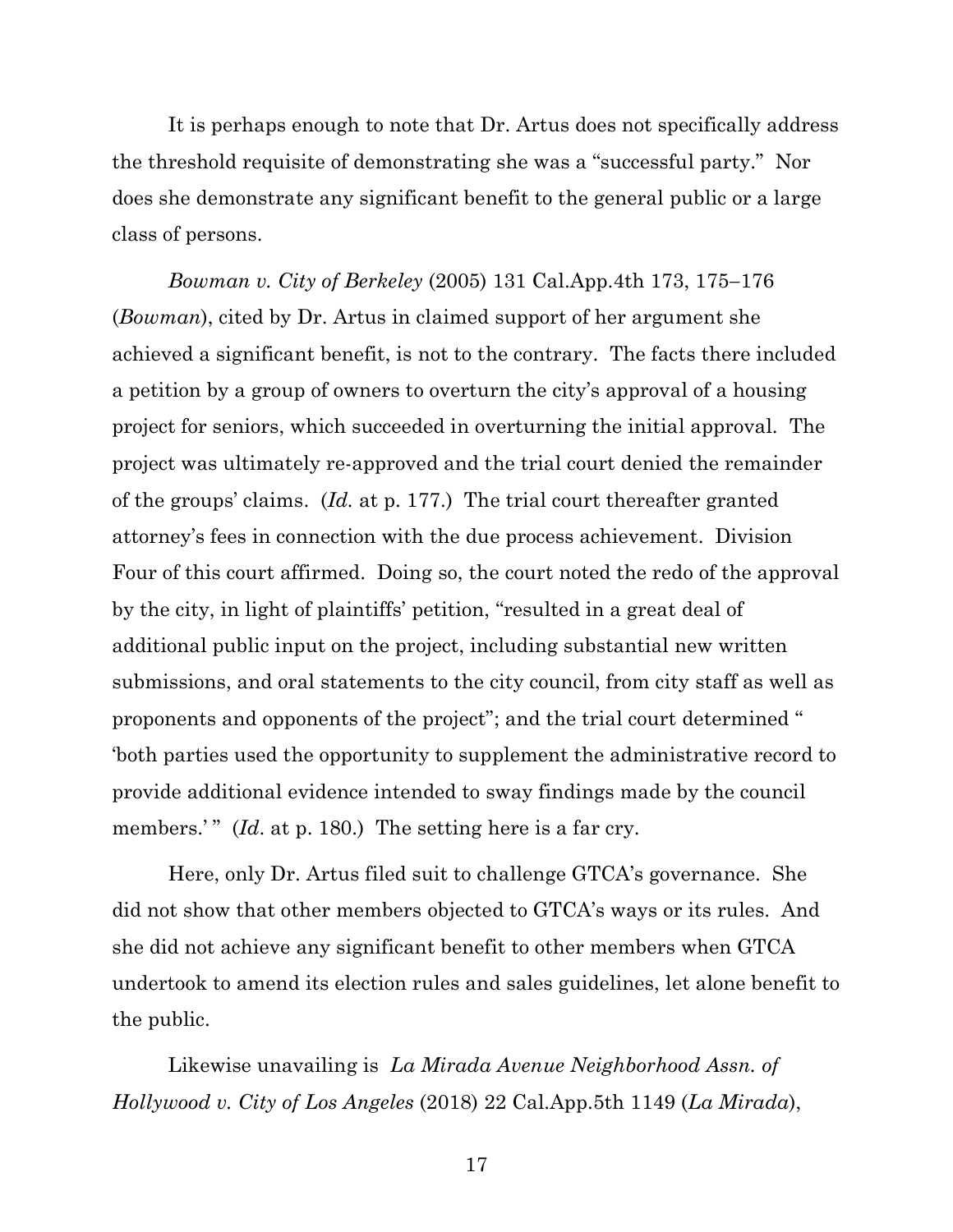It is perhaps enough to note that Dr. Artus does not specifically address the threshold requisite of demonstrating she was a "successful party." Nor does she demonstrate any significant benefit to the general public or a large class of persons.

*Bowman v. City of Berkeley* (2005) 131 Cal.App.4th 173, 175–176 (*Bowman*), cited by Dr. Artus in claimed support of her argument she achieved a significant benefit, is not to the contrary. The facts there included a petition by a group of owners to overturn the city's approval of a housing project for seniors, which succeeded in overturning the initial approval. The project was ultimately re-approved and the trial court denied the remainder of the groups' claims. (*Id.* at p. 177.) The trial court thereafter granted attorney's fees in connection with the due process achievement. Division Four of this court affirmed. Doing so, the court noted the redo of the approval by the city, in light of plaintiffs' petition, "resulted in a great deal of additional public input on the project, including substantial new written submissions, and oral statements to the city council, from city staff as well as proponents and opponents of the project"; and the trial court determined " 'both parties used the opportunity to supplement the administrative record to provide additional evidence intended to sway findings made by the council members.' " (*Id*. at p. 180.) The setting here is a far cry.

Here, only Dr. Artus filed suit to challenge GTCA's governance. She did not show that other members objected to GTCA's ways or its rules. And she did not achieve any significant benefit to other members when GTCA undertook to amend its election rules and sales guidelines, let alone benefit to the public.

Likewise unavailing is *La Mirada Avenue Neighborhood Assn. of Hollywood v. City of Los Angeles* (2018) 22 Cal.App.5th 1149 (*La Mirada*),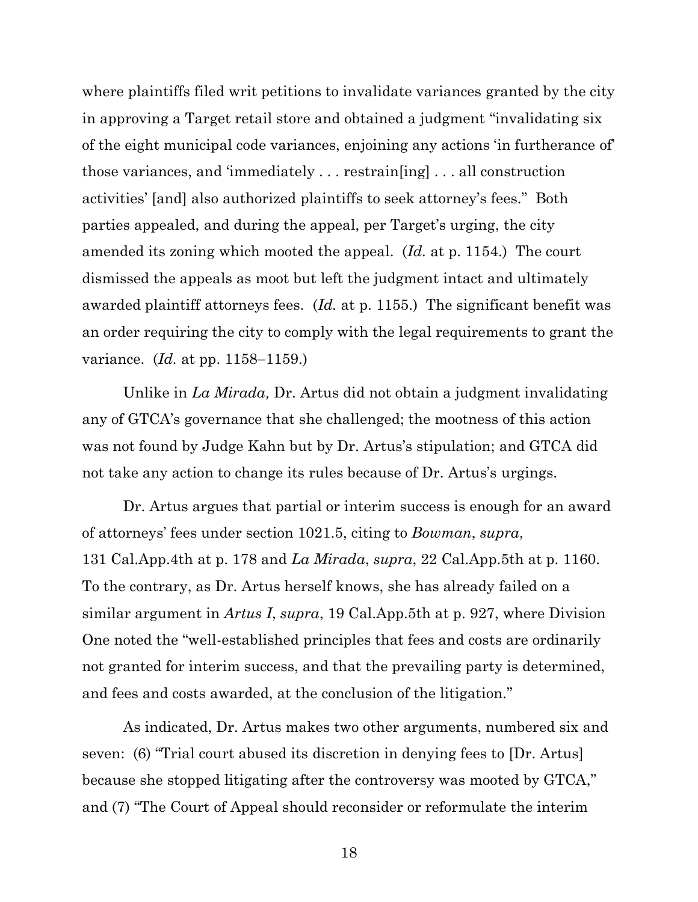where plaintiffs filed writ petitions to invalidate variances granted by the city in approving a Target retail store and obtained a judgment "invalidating six of the eight municipal code variances, enjoining any actions 'in furtherance of' those variances, and 'immediately . . . restrain[ing] . . . all construction activities' [and] also authorized plaintiffs to seek attorney's fees." Both parties appealed, and during the appeal, per Target's urging, the city amended its zoning which mooted the appeal. (*Id.* at p. 1154.) The court dismissed the appeals as moot but left the judgment intact and ultimately awarded plaintiff attorneys fees. (*Id.* at p. 1155.) The significant benefit was an order requiring the city to comply with the legal requirements to grant the variance. (*Id.* at pp. 1158–1159.)

Unlike in *La Mirada,* Dr. Artus did not obtain a judgment invalidating any of GTCA's governance that she challenged; the mootness of this action was not found by Judge Kahn but by Dr. Artus's stipulation; and GTCA did not take any action to change its rules because of Dr. Artus's urgings.

Dr. Artus argues that partial or interim success is enough for an award of attorneys' fees under section 1021.5, citing to *Bowman*, *supra*, 131 Cal.App.4th at p. 178 and *La Mirada*, *supra*, 22 Cal.App.5th at p. 1160. To the contrary, as Dr. Artus herself knows, she has already failed on a similar argument in *Artus I*, *supra*, 19 Cal.App.5th at p. 927, where Division One noted the "well-established principles that fees and costs are ordinarily not granted for interim success, and that the prevailing party is determined, and fees and costs awarded, at the conclusion of the litigation."

As indicated, Dr. Artus makes two other arguments, numbered six and seven: (6) "Trial court abused its discretion in denying fees to [Dr. Artus] because she stopped litigating after the controversy was mooted by GTCA," and (7) "The Court of Appeal should reconsider or reformulate the interim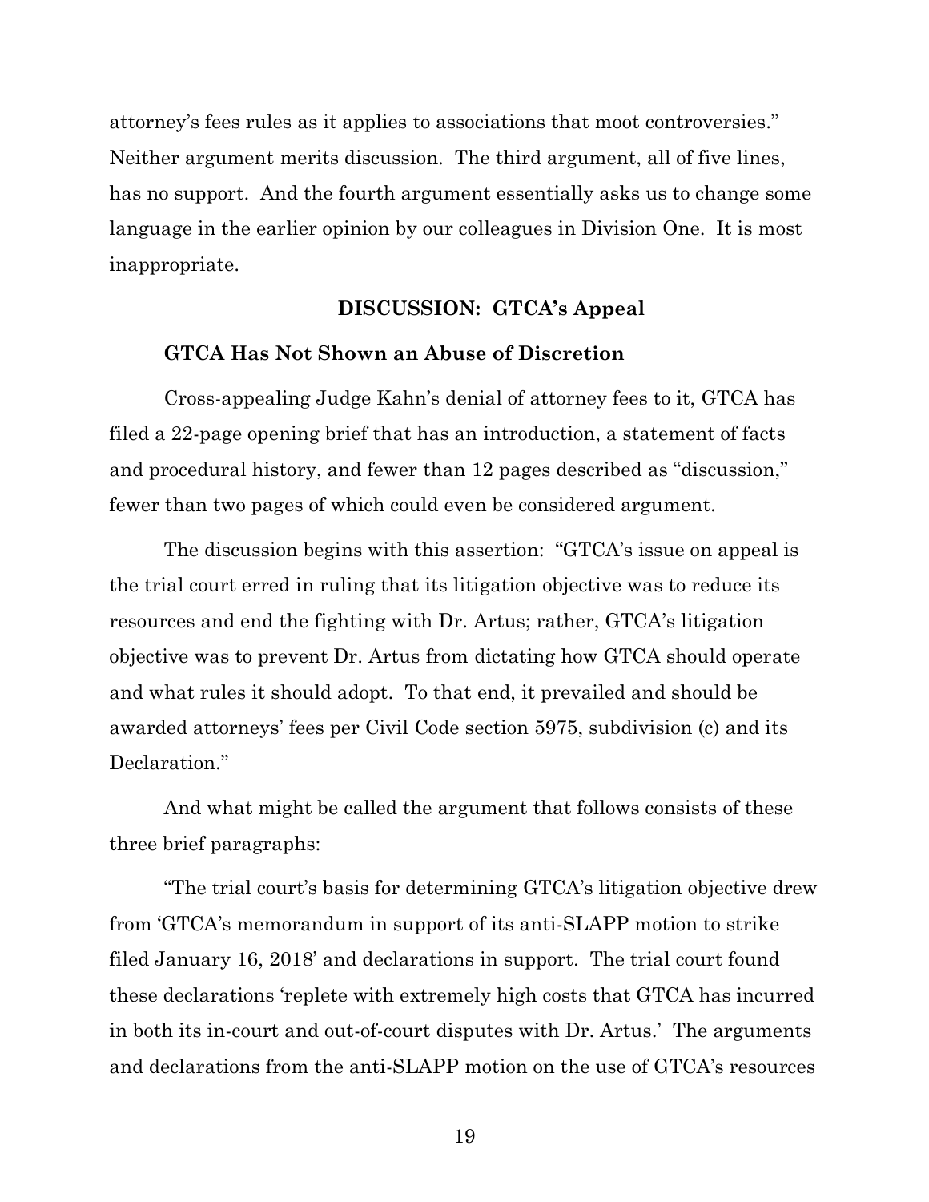attorney's fees rules as it applies to associations that moot controversies." Neither argument merits discussion. The third argument, all of five lines, has no support. And the fourth argument essentially asks us to change some language in the earlier opinion by our colleagues in Division One. It is most inappropriate.

## DISCUSSION: GTCA's Appeal

### GTCA Has Not Shown an Abuse of Discretion

Cross-appealing Judge Kahn's denial of attorney fees to it, GTCA has filed a 22-page opening brief that has an introduction, a statement of facts and procedural history, and fewer than 12 pages described as "discussion," fewer than two pages of which could even be considered argument.

The discussion begins with this assertion: "GTCA's issue on appeal is the trial court erred in ruling that its litigation objective was to reduce its resources and end the fighting with Dr. Artus; rather, GTCA's litigation objective was to prevent Dr. Artus from dictating how GTCA should operate and what rules it should adopt. To that end, it prevailed and should be awarded attorneys' fees per Civil Code section 5975, subdivision (c) and its Declaration."

And what might be called the argument that follows consists of these three brief paragraphs:

"The trial court's basis for determining GTCA's litigation objective drew from 'GTCA's memorandum in support of its anti-SLAPP motion to strike filed January 16, 2018' and declarations in support. The trial court found these declarations 'replete with extremely high costs that GTCA has incurred in both its in-court and out-of-court disputes with Dr. Artus.' The arguments and declarations from the anti-SLAPP motion on the use of GTCA's resources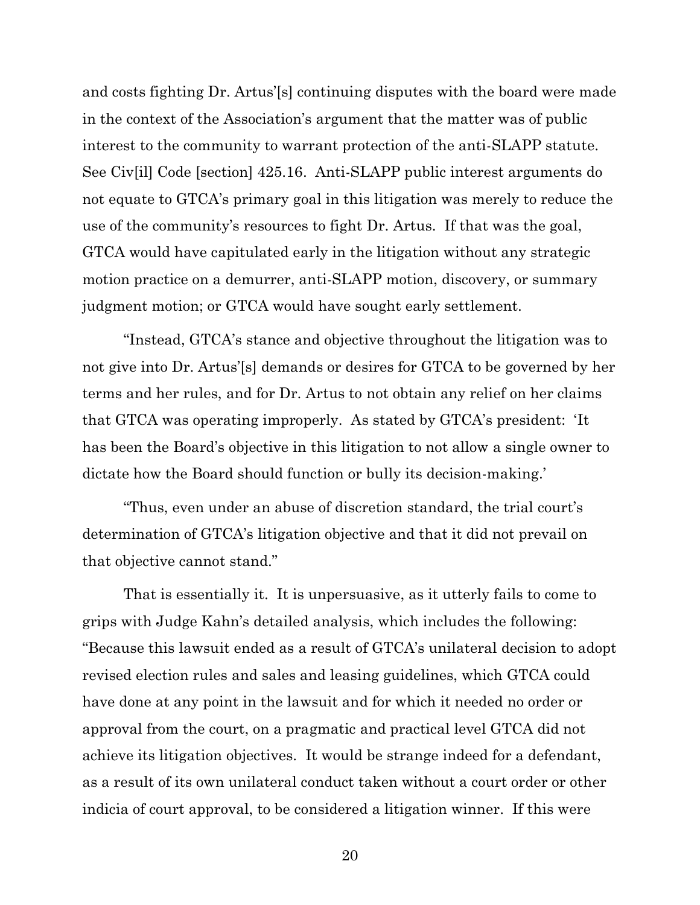and costs fighting Dr. Artus'[s] continuing disputes with the board were made in the context of the Association's argument that the matter was of public interest to the community to warrant protection of the anti-SLAPP statute. See Civ[il] Code [section] 425.16. Anti-SLAPP public interest arguments do not equate to GTCA's primary goal in this litigation was merely to reduce the use of the community's resources to fight Dr. Artus. If that was the goal, GTCA would have capitulated early in the litigation without any strategic motion practice on a demurrer, anti-SLAPP motion, discovery, or summary judgment motion; or GTCA would have sought early settlement.

"Instead, GTCA's stance and objective throughout the litigation was to not give into Dr. Artus'[s] demands or desires for GTCA to be governed by her terms and her rules, and for Dr. Artus to not obtain any relief on her claims that GTCA was operating improperly. As stated by GTCA's president: 'It has been the Board's objective in this litigation to not allow a single owner to dictate how the Board should function or bully its decision-making.'

"Thus, even under an abuse of discretion standard, the trial court's determination of GTCA's litigation objective and that it did not prevail on that objective cannot stand."

That is essentially it. It is unpersuasive, as it utterly fails to come to grips with Judge Kahn's detailed analysis, which includes the following: "Because this lawsuit ended as a result of GTCA's unilateral decision to adopt revised election rules and sales and leasing guidelines, which GTCA could have done at any point in the lawsuit and for which it needed no order or approval from the court, on a pragmatic and practical level GTCA did not achieve its litigation objectives. It would be strange indeed for a defendant, as a result of its own unilateral conduct taken without a court order or other indicia of court approval, to be considered a litigation winner. If this were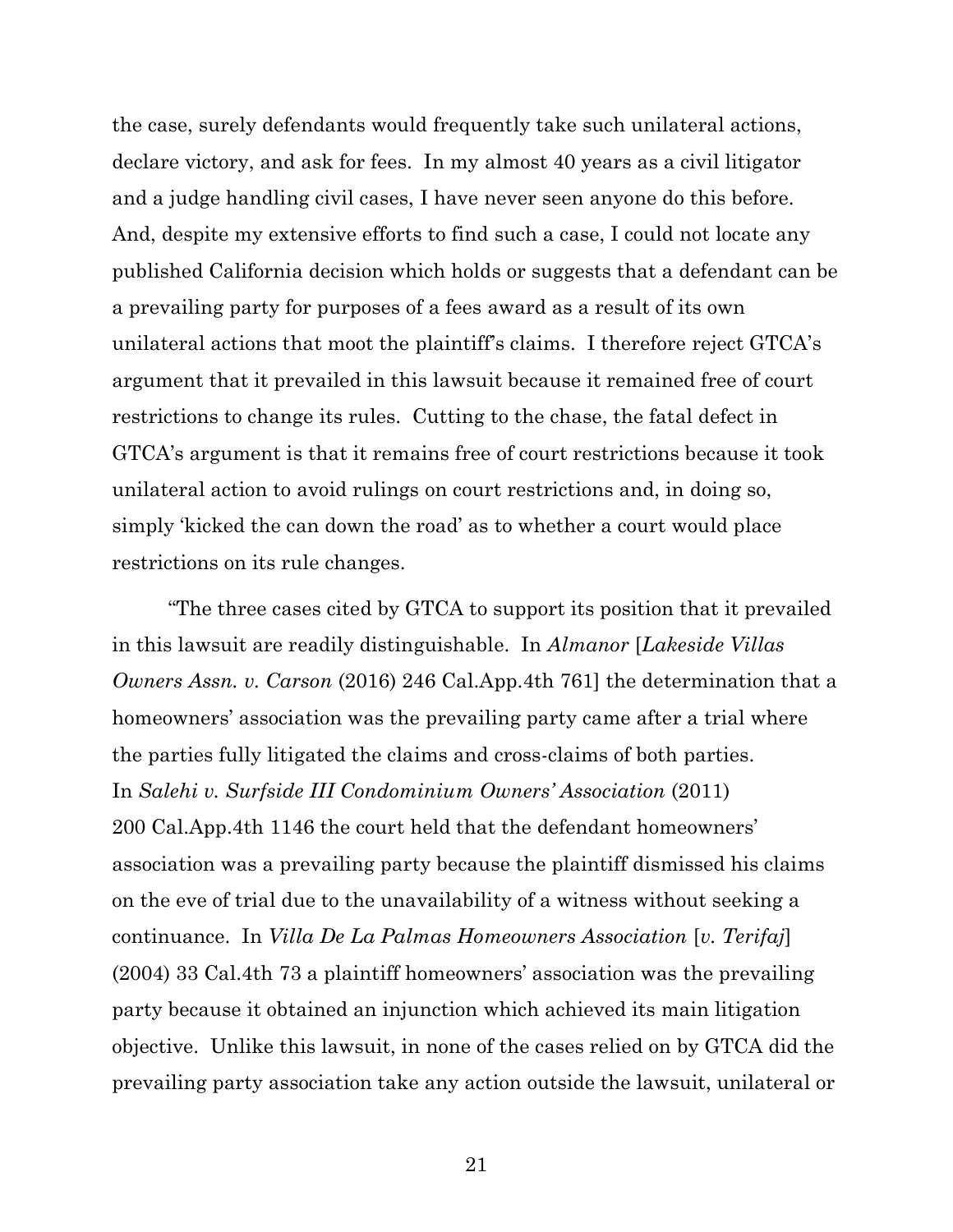the case, surely defendants would frequently take such unilateral actions, declare victory, and ask for fees. In my almost 40 years as a civil litigator and a judge handling civil cases, I have never seen anyone do this before. And, despite my extensive efforts to find such a case, I could not locate any published California decision which holds or suggests that a defendant can be a prevailing party for purposes of a fees award as a result of its own unilateral actions that moot the plaintiff's claims. I therefore reject GTCA's argument that it prevailed in this lawsuit because it remained free of court restrictions to change its rules. Cutting to the chase, the fatal defect in GTCA's argument is that it remains free of court restrictions because it took unilateral action to avoid rulings on court restrictions and, in doing so, simply 'kicked the can down the road' as to whether a court would place restrictions on its rule changes.

"The three cases cited by GTCA to support its position that it prevailed in this lawsuit are readily distinguishable. In *Almanor* [*Lakeside Villas Owners Assn. v. Carson* (2016) 246 Cal.App.4th 761] the determination that a homeowners' association was the prevailing party came after a trial where the parties fully litigated the claims and cross-claims of both parties. In *Salehi v. Surfside III Condominium Owners' Association* (2011) 200 Cal.App.4th 1146 the court held that the defendant homeowners' association was a prevailing party because the plaintiff dismissed his claims on the eve of trial due to the unavailability of a witness without seeking a continuance. In *Villa De La Palmas Homeowners Association* [*v. Terifaj*] (2004) 33 Cal.4th 73 a plaintiff homeowners' association was the prevailing party because it obtained an injunction which achieved its main litigation objective. Unlike this lawsuit, in none of the cases relied on by GTCA did the prevailing party association take any action outside the lawsuit, unilateral or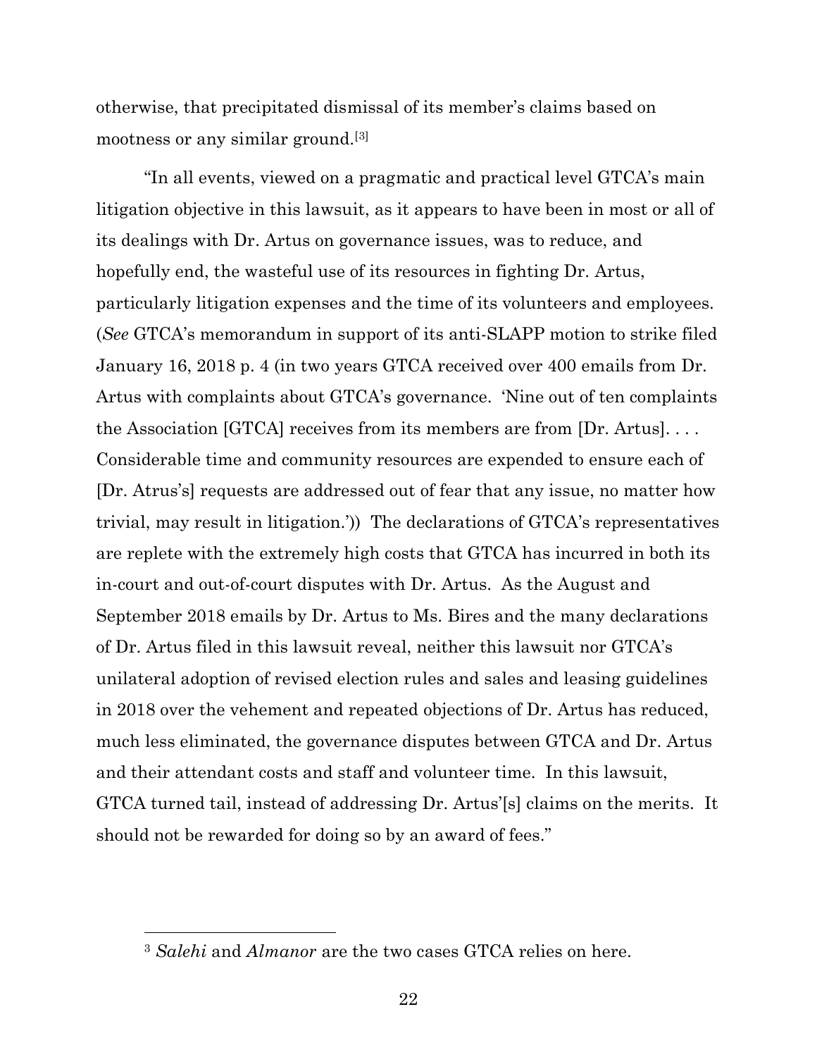otherwise, that precipitated dismissal of its member's claims based on mootness or any similar ground.[3]

"In all events, viewed on a pragmatic and practical level GTCA's main litigation objective in this lawsuit, as it appears to have been in most or all of its dealings with Dr. Artus on governance issues, was to reduce, and hopefully end, the wasteful use of its resources in fighting Dr. Artus, particularly litigation expenses and the time of its volunteers and employees. (*See* GTCA's memorandum in support of its anti-SLAPP motion to strike filed January 16, 2018 p. 4 (in two years GTCA received over 400 emails from Dr. Artus with complaints about GTCA's governance. 'Nine out of ten complaints the Association [GTCA] receives from its members are from [Dr. Artus]. . . . Considerable time and community resources are expended to ensure each of [Dr. Atrus's] requests are addressed out of fear that any issue, no matter how trivial, may result in litigation.')) The declarations of GTCA's representatives are replete with the extremely high costs that GTCA has incurred in both its in-court and out-of-court disputes with Dr. Artus. As the August and September 2018 emails by Dr. Artus to Ms. Bires and the many declarations of Dr. Artus filed in this lawsuit reveal, neither this lawsuit nor GTCA's unilateral adoption of revised election rules and sales and leasing guidelines in 2018 over the vehement and repeated objections of Dr. Artus has reduced, much less eliminated, the governance disputes between GTCA and Dr. Artus and their attendant costs and staff and volunteer time. In this lawsuit, GTCA turned tail, instead of addressing Dr. Artus'[s] claims on the merits. It should not be rewarded for doing so by an award of fees."

---

[3] *Salehi* and *Almanor* are the two cases GTCA relies on here.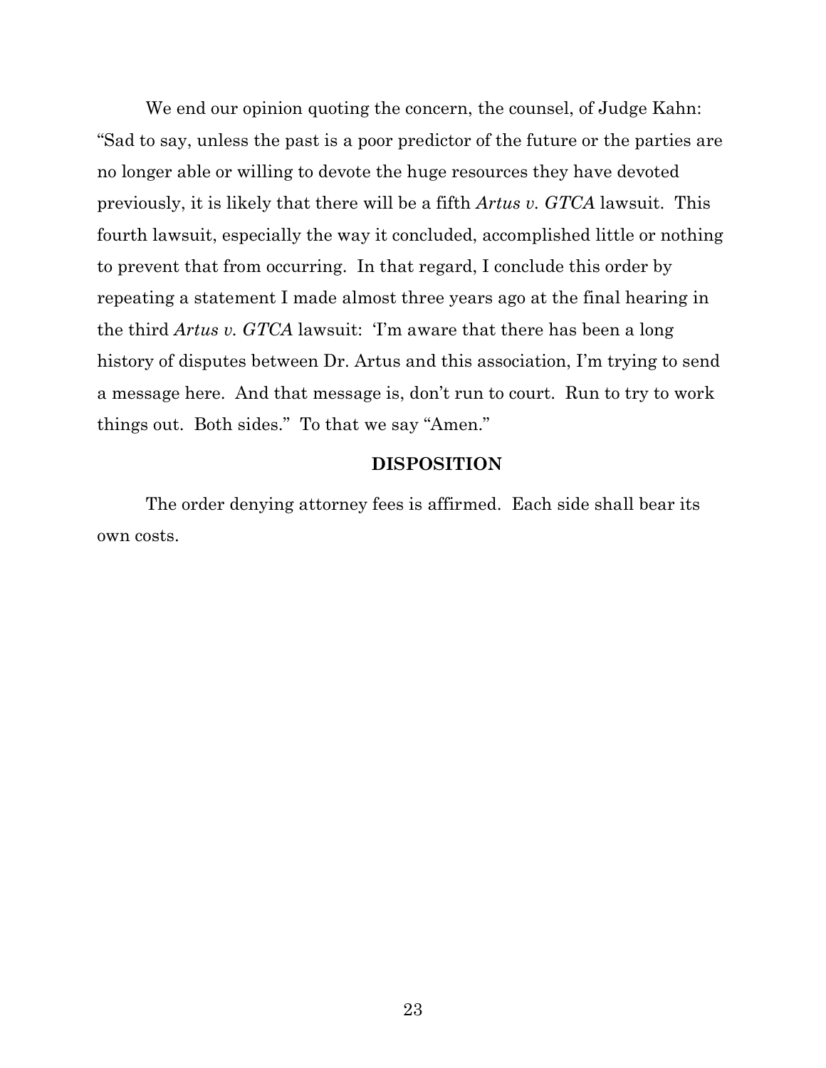We end our opinion quoting the concern, the counsel, of Judge Kahn: "Sad to say, unless the past is a poor predictor of the future or the parties are no longer able or willing to devote the huge resources they have devoted previously, it is likely that there will be a fifth *Artus v. GTCA* lawsuit. This fourth lawsuit, especially the way it concluded, accomplished little or nothing to prevent that from occurring. In that regard, I conclude this order by repeating a statement I made almost three years ago at the final hearing in the third *Artus v. GTCA* lawsuit: 'I'm aware that there has been a long history of disputes between Dr. Artus and this association, I'm trying to send a message here. And that message is, don't run to court. Run to try to work things out. Both sides." To that we say "Amen."

## DISPOSITION

The order denying attorney fees is affirmed. Each side shall bear its own costs.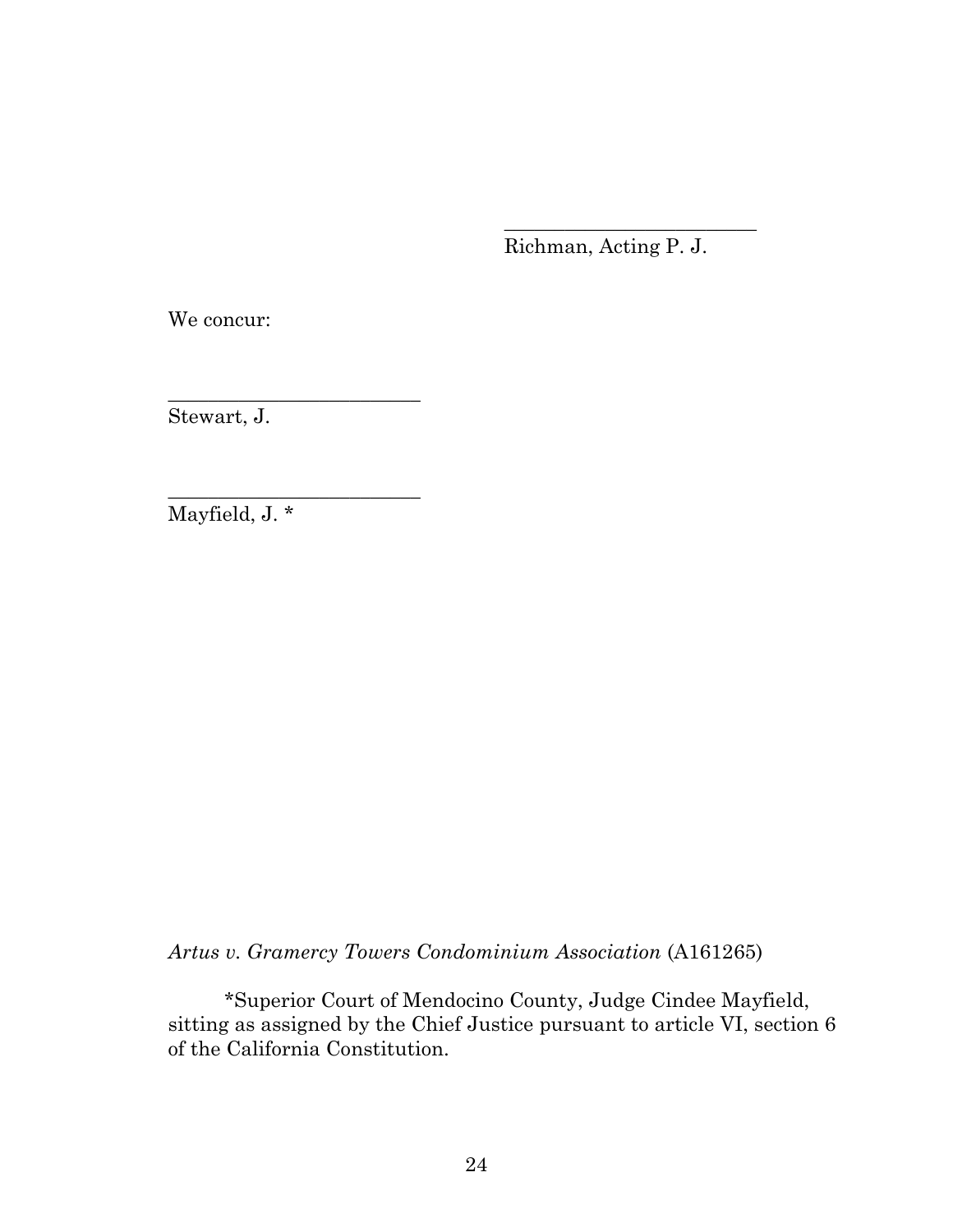\_\_\_\_\_\_\_\_\_\_\_\_\_\_\_\_\_\_\_\_\_\_\_\_\_
Richman, Acting P. J.

We concur:

\_\_\_\_\_\_\_\_\_\_\_\_\_\_\_\_\_\_\_\_\_\_\_\_\_
Stewart, J.

\_\_\_\_\_\_\_\_\_\_\_\_\_\_\_\_\_\_\_\_\_\_\_\_\_
Mayfield, J. *

*Artus v. Gramercy Towers Condominium Association* (A161265)

*Superior Court of Mendocino County, Judge Cindee Mayfield, sitting as assigned by the Chief Justice pursuant to article VI, section 6 of the California Constitution.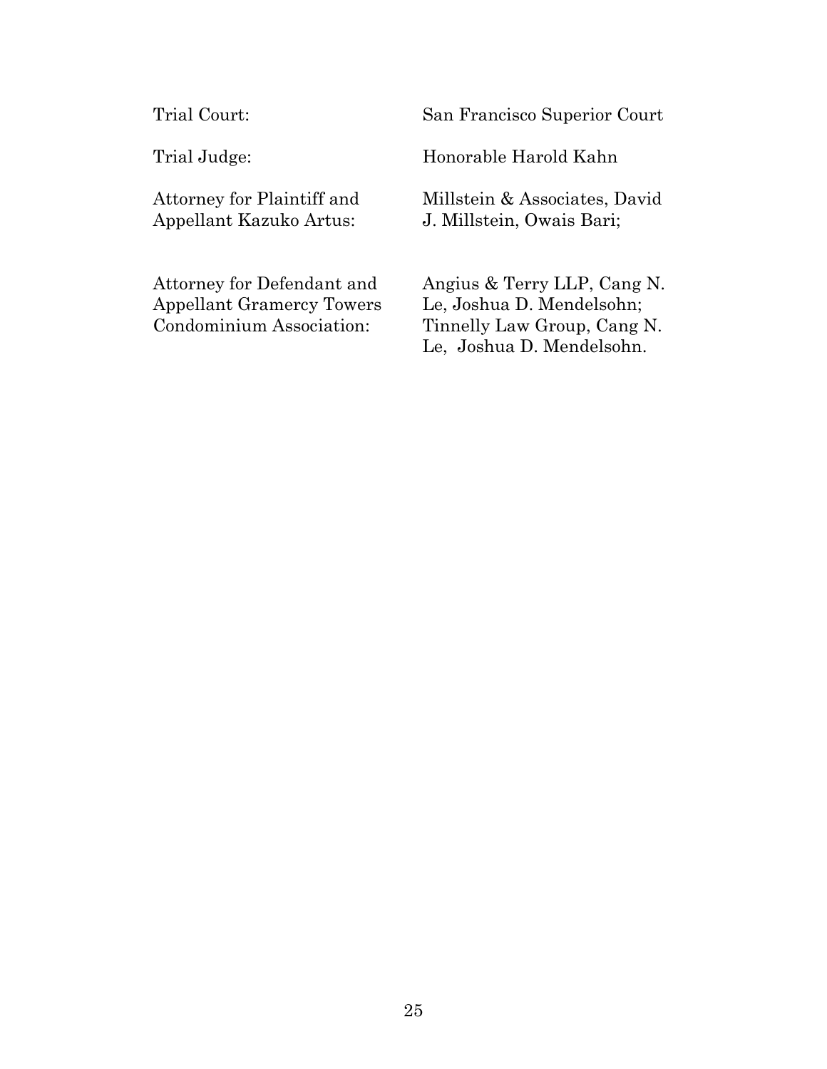| | |
|---|---|
| Trial Court: | San Francisco Superior Court |
| Trial Judge: | Honorable Harold Kahn |
| Attorney for Plaintiff and Appellant Kazuko Artus: | Millstein & Associates, David J. Millstein, Owais Bari; |
| Attorney for Defendant and Appellant Gramercy Towers Condominium Association: | Angius & Terry LLP, Cang N. Le, Joshua D. Mendelsohn; Tinnelly Law Group, Cang N. Le, Joshua D. Mendelsohn. |